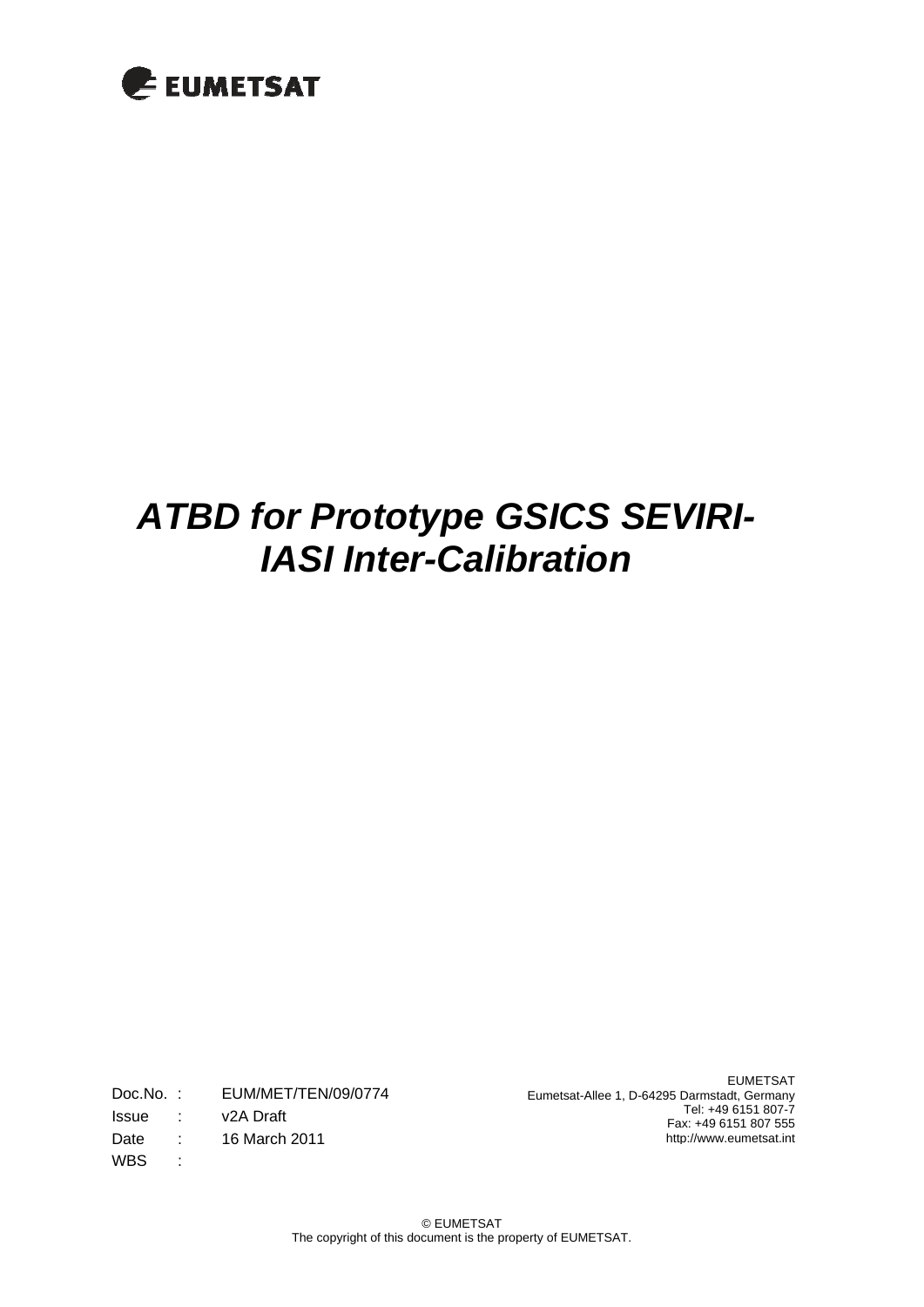EUMETSAT

# *ATBD for Prototype GSICS SEVIRI-IASI Inter-Calibration*

| | | |
|---|---|---|
| Doc.No. | : | EUM/MET/TEN/09/0774 |
| Issue | : | v2A Draft |
| Date | : | 16 March 2011 |
| WBS | : | |

EUMETSAT
Eumetsat-Allee 1, D-64295 Darmstadt, Germany
Tel: +49 6151 807-7
Fax: +49 6151 807 555
http://www.eumetsat.int

© EUMETSAT
The copyright of this document is the property of EUMETSAT.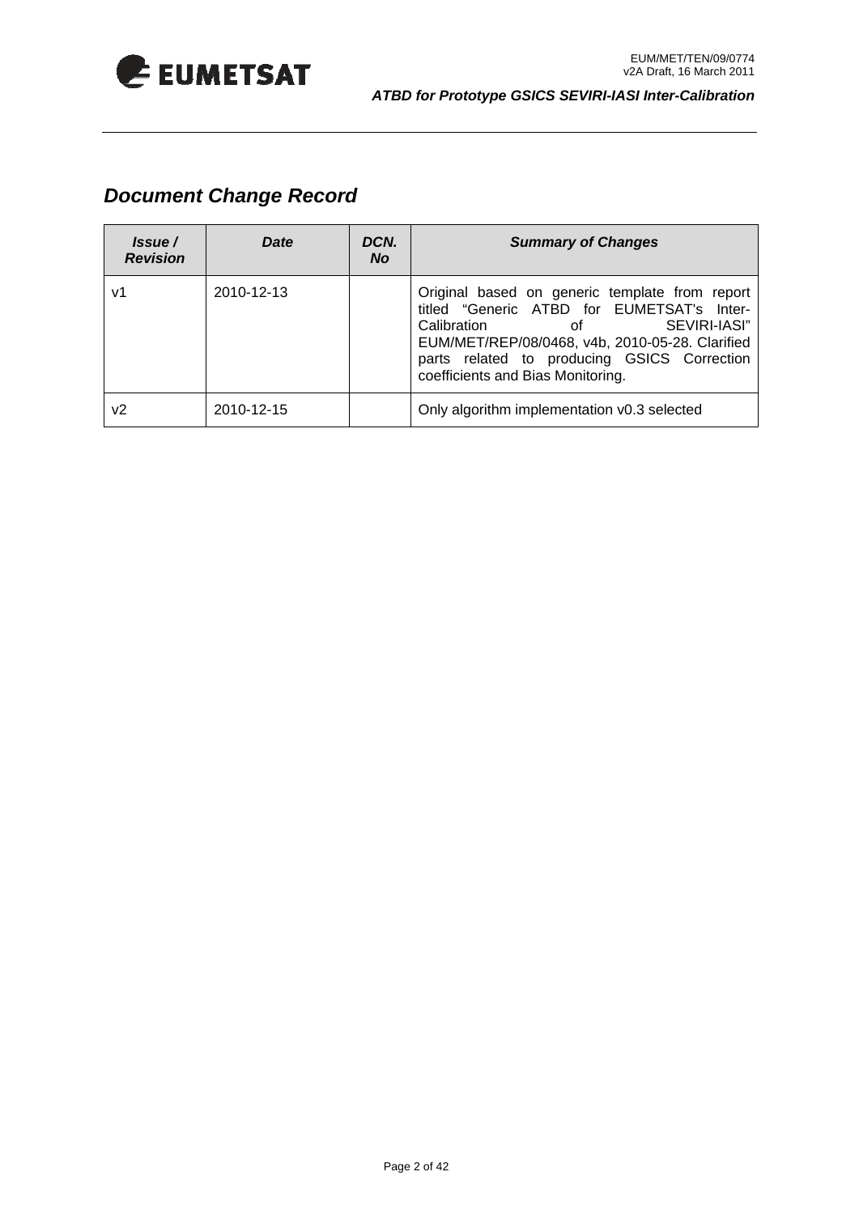## *Document Change Record*

| *Issue / Revision* | *Date* | *DCN. No* | *Summary of Changes* |
|---|---|---|---|
| v1 | 2010-12-13 | | Original based on generic template from report titled "Generic ATBD for EUMETSAT's Inter-Calibration of SEVIRI-IASI" EUM/MET/REP/08/0468, v4b, 2010-05-28. Clarified parts related to producing GSICS Correction coefficients and Bias Monitoring. |
| v2 | 2010-12-15 | | Only algorithm implementation v0.3 selected |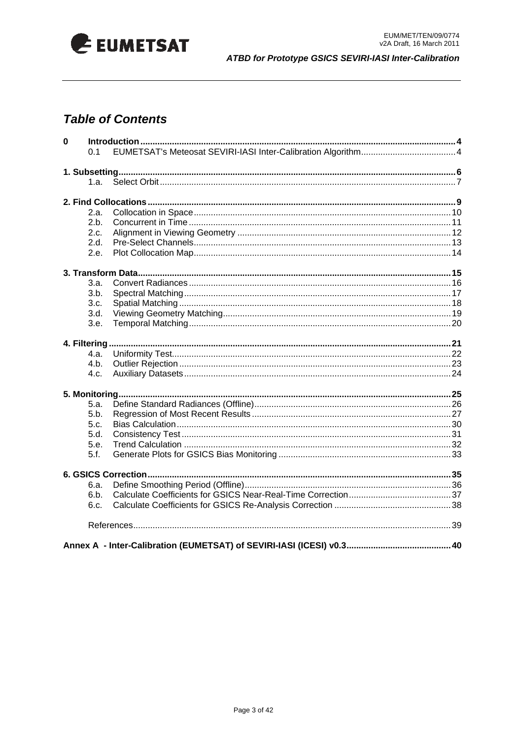## Table of Contents

**0 Introduction** ..... 4
- 0.1 EUMETSAT's Meteosat SEVIRI-IASI Inter-Calibration Algorithm ..... 4

**1. Subsetting** ..... 6
- 1.a. Select Orbit ..... 7

**2. Find Collocations** ..... 9
- 2.a. Collocation in Space ..... 10
- 2.b. Concurrent in Time ..... 11
- 2.c. Alignment in Viewing Geometry ..... 12
- 2.d. Pre-Select Channels ..... 13
- 2.e. Plot Collocation Map ..... 14

**3. Transform Data** ..... 15
- 3.a. Convert Radiances ..... 16
- 3.b. Spectral Matching ..... 17
- 3.c. Spatial Matching ..... 18
- 3.d. Viewing Geometry Matching ..... 19
- 3.e. Temporal Matching ..... 20

**4. Filtering** ..... 21
- 4.a. Uniformity Test ..... 22
- 4.b. Outlier Rejection ..... 23
- 4.c. Auxiliary Datasets ..... 24

**5. Monitoring** ..... 25
- 5.a. Define Standard Radiances (Offline) ..... 26
- 5.b. Regression of Most Recent Results ..... 27
- 5.c. Bias Calculation ..... 30
- 5.d. Consistency Test ..... 31
- 5.e. Trend Calculation ..... 32
- 5.f. Generate Plots for GSICS Bias Monitoring ..... 33

**6. GSICS Correction** ..... 35
- 6.a. Define Smoothing Period (Offline) ..... 36
- 6.b. Calculate Coefficients for GSICS Near-Real-Time Correction ..... 37
- 6.c. Calculate Coefficients for GSICS Re-Analysis Correction ..... 38

References ..... 39

**Annex A - Inter-Calibration (EUMETSAT) of SEVIRI-IASI (ICESI) v0.3** ..... 40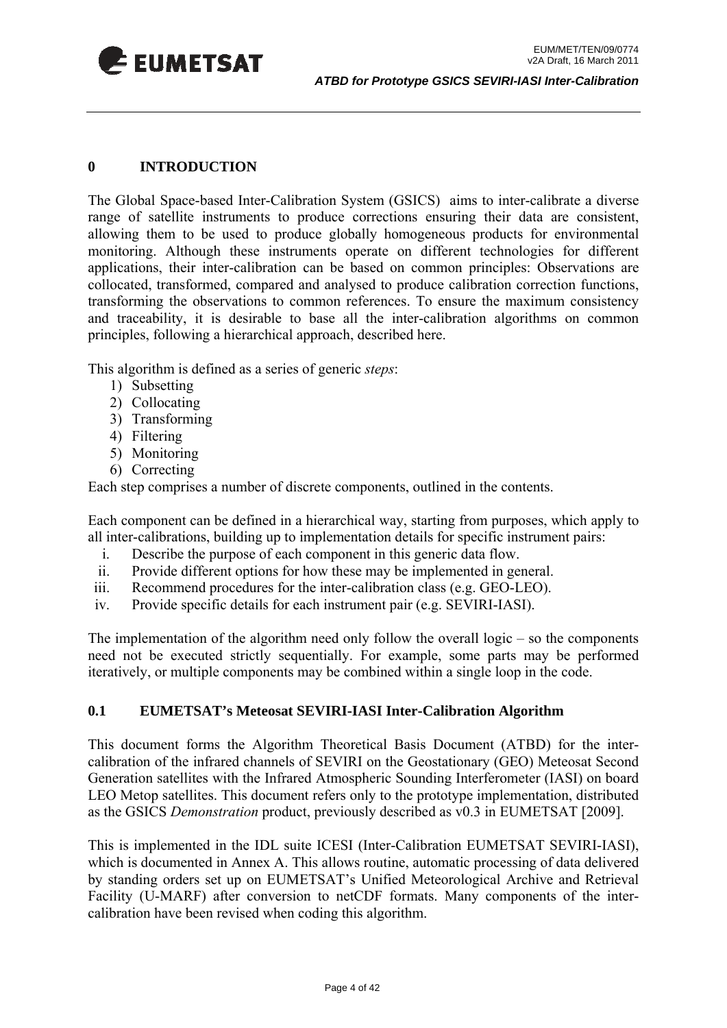# 0 INTRODUCTION

The Global Space-based Inter-Calibration System (GSICS) aims to inter-calibrate a diverse range of satellite instruments to produce corrections ensuring their data are consistent, allowing them to be used to produce globally homogeneous products for environmental monitoring. Although these instruments operate on different technologies for different applications, their inter-calibration can be based on common principles: Observations are collocated, transformed, compared and analysed to produce calibration correction functions, transforming the observations to common references. To ensure the maximum consistency and traceability, it is desirable to base all the inter-calibration algorithms on common principles, following a hierarchical approach, described here.

This algorithm is defined as a series of generic *steps*:

1) Subsetting
2) Collocating
3) Transforming
4) Filtering
5) Monitoring
6) Correcting

Each step comprises a number of discrete components, outlined in the contents.

Each component can be defined in a hierarchical way, starting from purposes, which apply to all inter-calibrations, building up to implementation details for specific instrument pairs:

i. Describe the purpose of each component in this generic data flow.
ii. Provide different options for how these may be implemented in general.
iii. Recommend procedures for the inter-calibration class (e.g. GEO-LEO).
iv. Provide specific details for each instrument pair (e.g. SEVIRI-IASI).

The implementation of the algorithm need only follow the overall logic – so the components need not be executed strictly sequentially. For example, some parts may be performed iteratively, or multiple components may be combined within a single loop in the code.

## 0.1 EUMETSAT's Meteosat SEVIRI-IASI Inter-Calibration Algorithm

This document forms the Algorithm Theoretical Basis Document (ATBD) for the inter-calibration of the infrared channels of SEVIRI on the Geostationary (GEO) Meteosat Second Generation satellites with the Infrared Atmospheric Sounding Interferometer (IASI) on board LEO Metop satellites. This document refers only to the prototype implementation, distributed as the GSICS *Demonstration* product, previously described as v0.3 in EUMETSAT [2009].

This is implemented in the IDL suite ICESI (Inter-Calibration EUMETSAT SEVIRI-IASI), which is documented in Annex A. This allows routine, automatic processing of data delivered by standing orders set up on EUMETSAT's Unified Meteorological Archive and Retrieval Facility (U-MARF) after conversion to netCDF formats. Many components of the inter-calibration have been revised when coding this algorithm.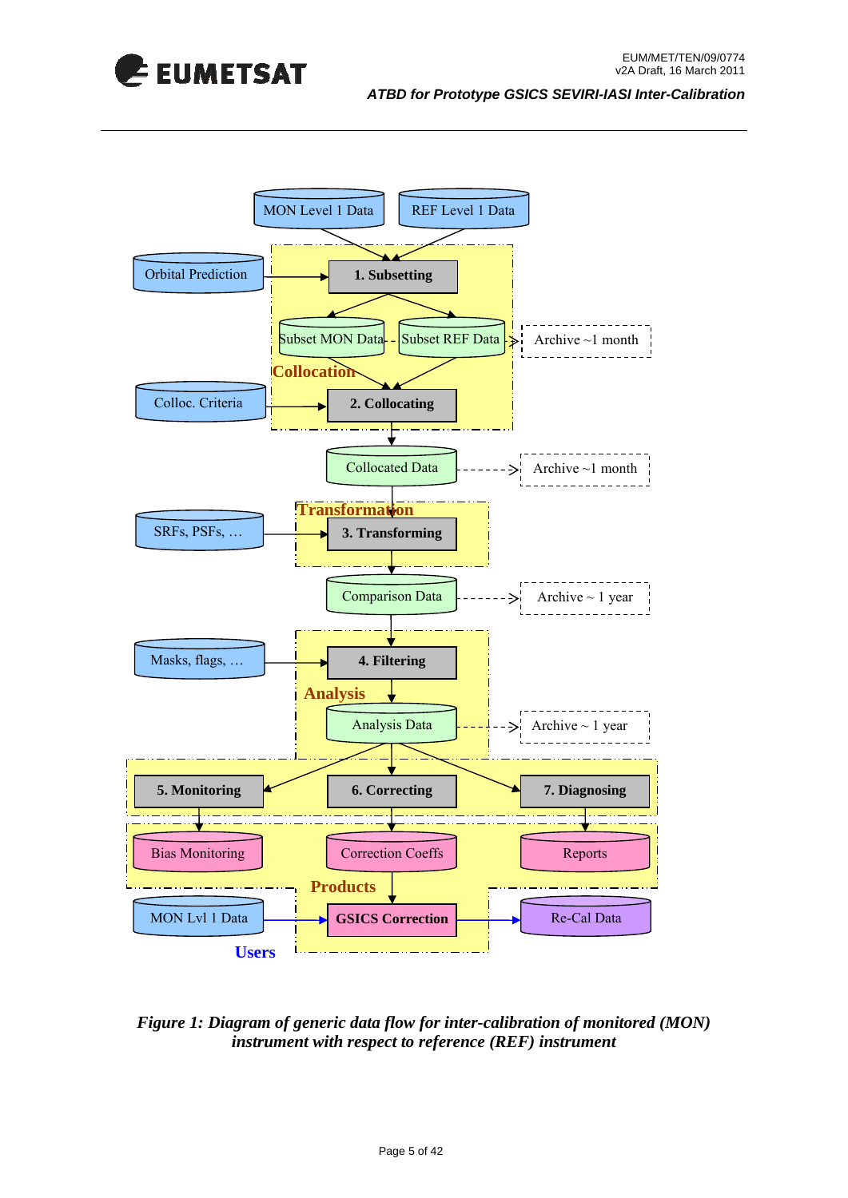*Figure 1: Diagram of generic data flow for inter-calibration of monitored (MON) instrument with respect to reference (REF) instrument*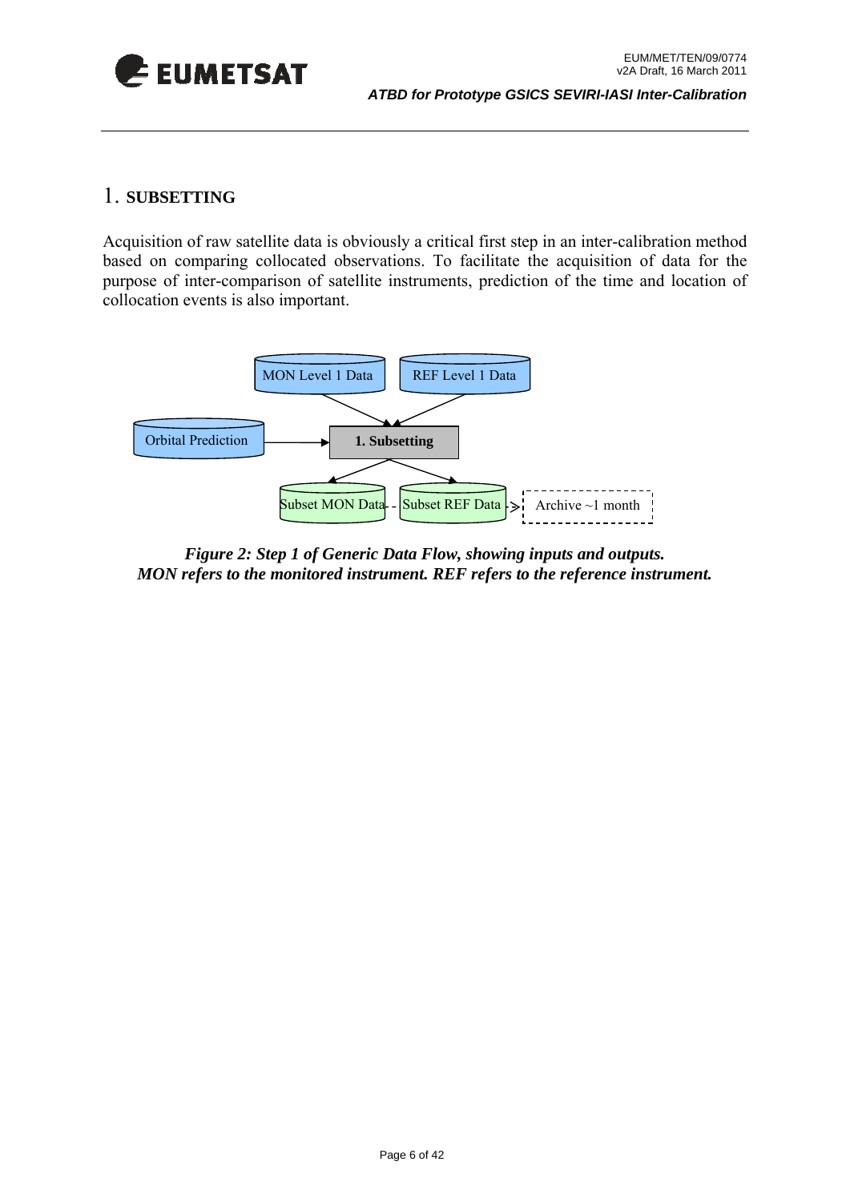# 1. SUBSETTING

Acquisition of raw satellite data is obviously a critical first step in an inter-calibration method based on comparing collocated observations. To facilitate the acquisition of data for the purpose of inter-comparison of satellite instruments, prediction of the time and location of collocation events is also important.

MON Level 1 Data

REF Level 1 Data

Orbital Prediction

1. Subsetting

Subset MON Data

Subset REF Data

Archive ~1 month

*Figure 2: Step 1 of Generic Data Flow, showing inputs and outputs.*
*MON refers to the monitored instrument. REF refers to the reference instrument.*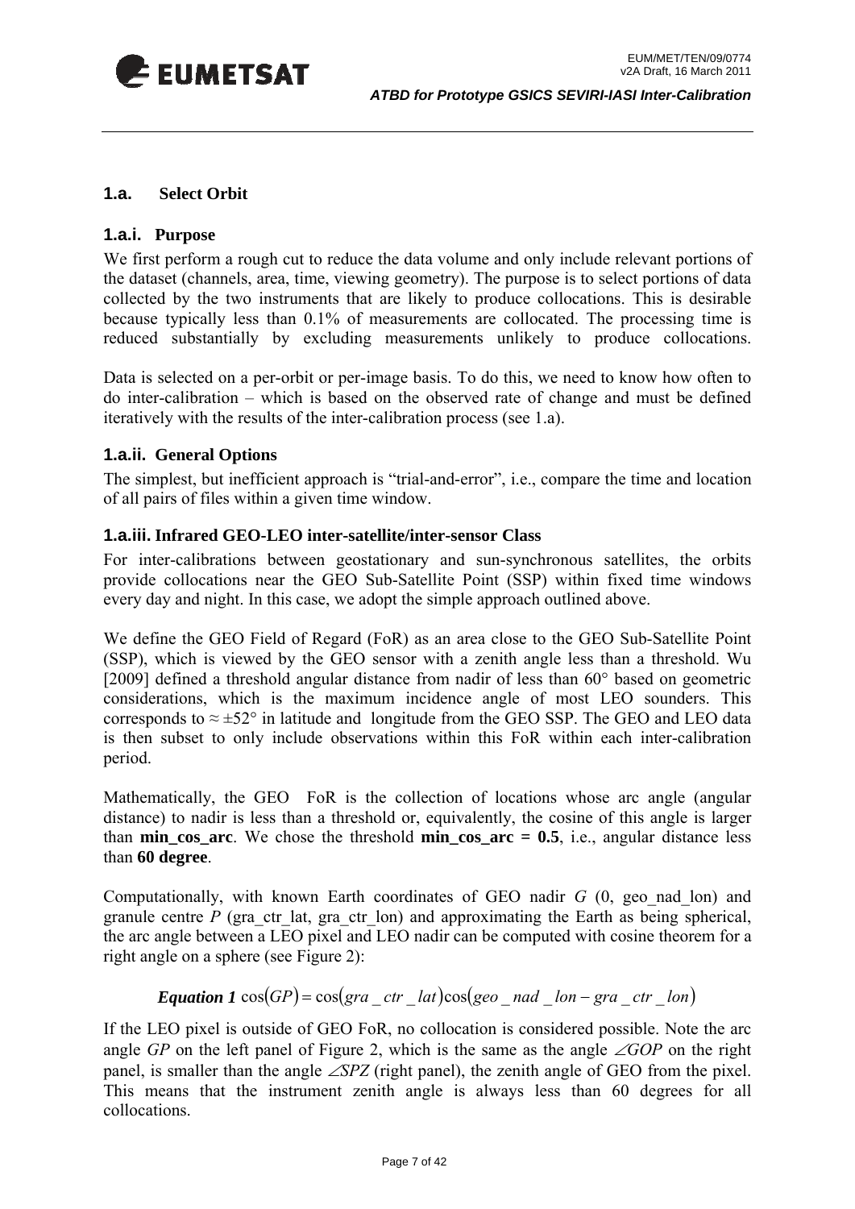## 1.a. Select Orbit

### 1.a.i. Purpose

We first perform a rough cut to reduce the data volume and only include relevant portions of the dataset (channels, area, time, viewing geometry). The purpose is to select portions of data collected by the two instruments that are likely to produce collocations. This is desirable because typically less than 0.1% of measurements are collocated. The processing time is reduced substantially by excluding measurements unlikely to produce collocations.

Data is selected on a per-orbit or per-image basis. To do this, we need to know how often to do inter-calibration – which is based on the observed rate of change and must be defined iteratively with the results of the inter-calibration process (see 1.a).

### 1.a.ii. General Options

The simplest, but inefficient approach is "trial-and-error", i.e., compare the time and location of all pairs of files within a given time window.

### 1.a.iii. Infrared GEO-LEO inter-satellite/inter-sensor Class

For inter-calibrations between geostationary and sun-synchronous satellites, the orbits provide collocations near the GEO Sub-Satellite Point (SSP) within fixed time windows every day and night. In this case, we adopt the simple approach outlined above.

We define the GEO Field of Regard (FoR) as an area close to the GEO Sub-Satellite Point (SSP), which is viewed by the GEO sensor with a zenith angle less than a threshold. Wu [2009] defined a threshold angular distance from nadir of less than 60° based on geometric considerations, which is the maximum incidence angle of most LEO sounders. This corresponds to ≈ ±52° in latitude and longitude from the GEO SSP. The GEO and LEO data is then subset to only include observations within this FoR within each inter-calibration period.

Mathematically, the GEO FoR is the collection of locations whose arc angle (angular distance) to nadir is less than a threshold or, equivalently, the cosine of this angle is larger than **min_cos_arc**. We chose the threshold **min_cos_arc = 0.5**, i.e., angular distance less than **60 degree**.

Computationally, with known Earth coordinates of GEO nadir $G$ (0, geo_nad_lon) and granule centre $P$ (gra_ctr_lat, gra_ctr_lon) and approximating the Earth as being spherical, the arc angle between a LEO pixel and LEO nadir can be computed with cosine theorem for a right angle on a sphere (see Figure 2):

***Equation 1*** $$\cos(GP) = \cos(gra\_ctr\_lat)\cos(geo\_nad\_lon - gra\_ctr\_lon)$$

If the LEO pixel is outside of GEO FoR, no collocation is considered possible. Note the arc angle $GP$ on the left panel of Figure 2, which is the same as the angle $\angle GOP$ on the right panel, is smaller than the angle $\angle SPZ$ (right panel), the zenith angle of GEO from the pixel. This means that the instrument zenith angle is always less than 60 degrees for all collocations.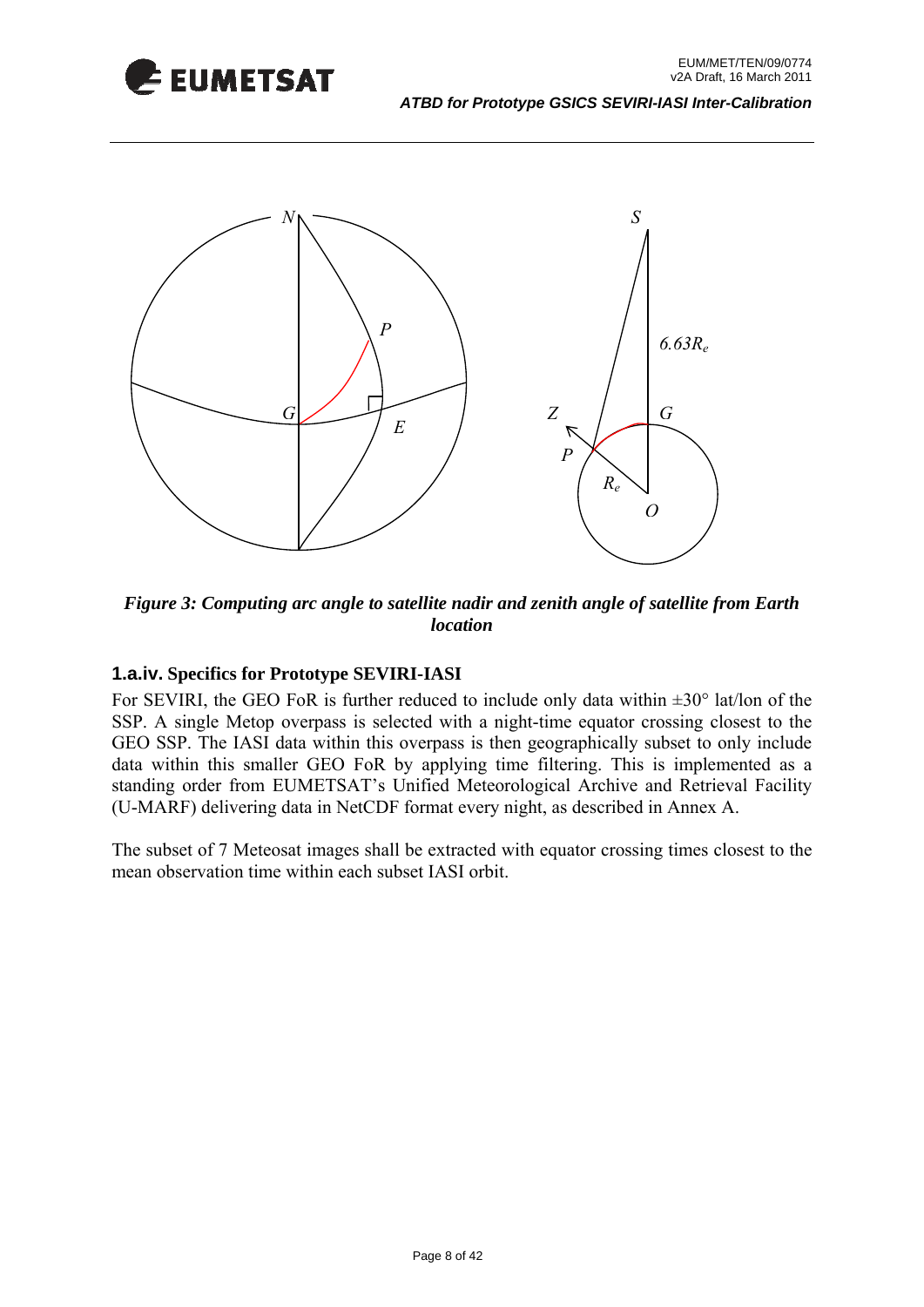*Figure 3: Computing arc angle to satellite nadir and zenith angle of satellite from Earth location*

### 1.a.iv. Specifics for Prototype SEVIRI-IASI

For SEVIRI, the GEO FoR is further reduced to include only data within ±30° lat/lon of the SSP. A single Metop overpass is selected with a night-time equator crossing closest to the GEO SSP. The IASI data within this overpass is then geographically subset to only include data within this smaller GEO FoR by applying time filtering. This is implemented as a standing order from EUMETSAT's Unified Meteorological Archive and Retrieval Facility (U-MARF) delivering data in NetCDF format every night, as described in Annex A.

The subset of 7 Meteosat images shall be extracted with equator crossing times closest to the mean observation time within each subset IASI orbit.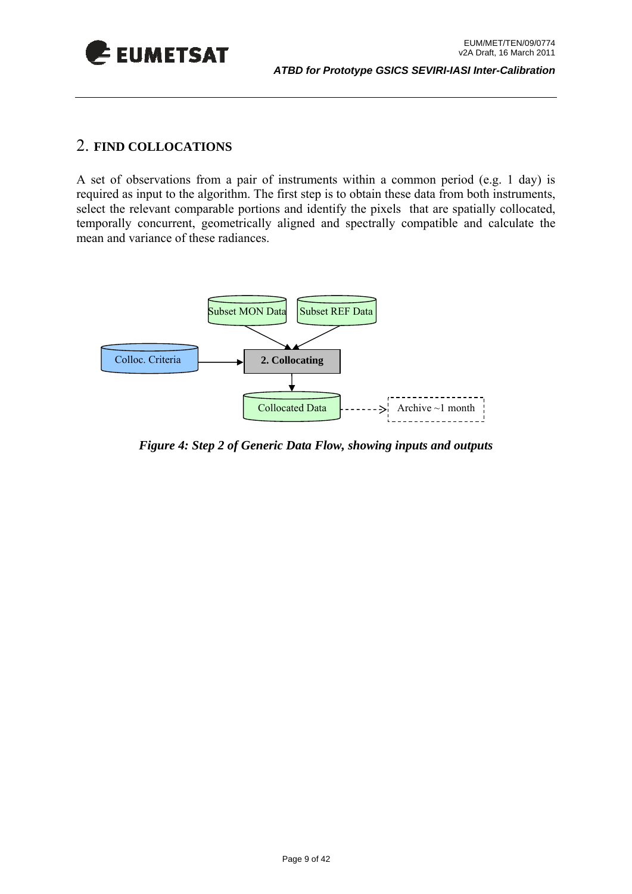## 2. FIND COLLOCATIONS

A set of observations from a pair of instruments within a common period (e.g. 1 day) is required as input to the algorithm. The first step is to obtain these data from both instruments, select the relevant comparable portions and identify the pixels that are spatially collocated, temporally concurrent, geometrically aligned and spectrally compatible and calculate the mean and variance of these radiances.

*Figure 4: Step 2 of Generic Data Flow, showing inputs and outputs*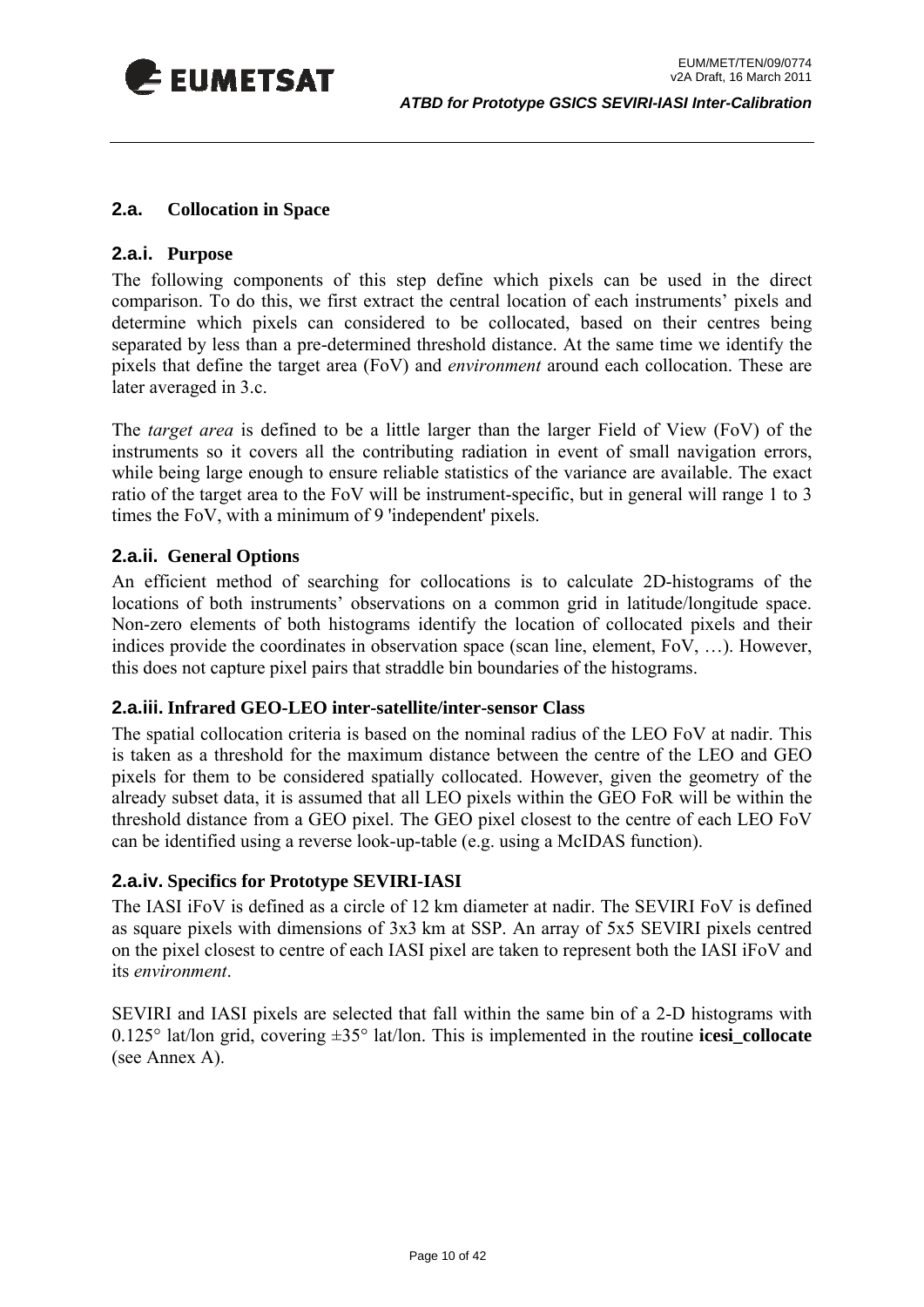## 2.a. Collocation in Space

### 2.a.i. Purpose

The following components of this step define which pixels can be used in the direct comparison. To do this, we first extract the central location of each instruments' pixels and determine which pixels can considered to be collocated, based on their centres being separated by less than a pre-determined threshold distance. At the same time we identify the pixels that define the target area (FoV) and *environment* around each collocation. These are later averaged in 3.c.

The *target area* is defined to be a little larger than the larger Field of View (FoV) of the instruments so it covers all the contributing radiation in event of small navigation errors, while being large enough to ensure reliable statistics of the variance are available. The exact ratio of the target area to the FoV will be instrument-specific, but in general will range 1 to 3 times the FoV, with a minimum of 9 'independent' pixels.

### 2.a.ii. General Options

An efficient method of searching for collocations is to calculate 2D-histograms of the locations of both instruments' observations on a common grid in latitude/longitude space. Non-zero elements of both histograms identify the location of collocated pixels and their indices provide the coordinates in observation space (scan line, element, FoV, …). However, this does not capture pixel pairs that straddle bin boundaries of the histograms.

### 2.a.iii. Infrared GEO-LEO inter-satellite/inter-sensor Class

The spatial collocation criteria is based on the nominal radius of the LEO FoV at nadir. This is taken as a threshold for the maximum distance between the centre of the LEO and GEO pixels for them to be considered spatially collocated. However, given the geometry of the already subset data, it is assumed that all LEO pixels within the GEO FoR will be within the threshold distance from a GEO pixel. The GEO pixel closest to the centre of each LEO FoV can be identified using a reverse look-up-table (e.g. using a McIDAS function).

### 2.a.iv. Specifics for Prototype SEVIRI-IASI

The IASI iFoV is defined as a circle of 12 km diameter at nadir. The SEVIRI FoV is defined as square pixels with dimensions of 3x3 km at SSP. An array of 5x5 SEVIRI pixels centred on the pixel closest to centre of each IASI pixel are taken to represent both the IASI iFoV and its *environment*.

SEVIRI and IASI pixels are selected that fall within the same bin of a 2-D histograms with 0.125° lat/lon grid, covering ±35° lat/lon. This is implemented in the routine **icesi_collocate** (see Annex A).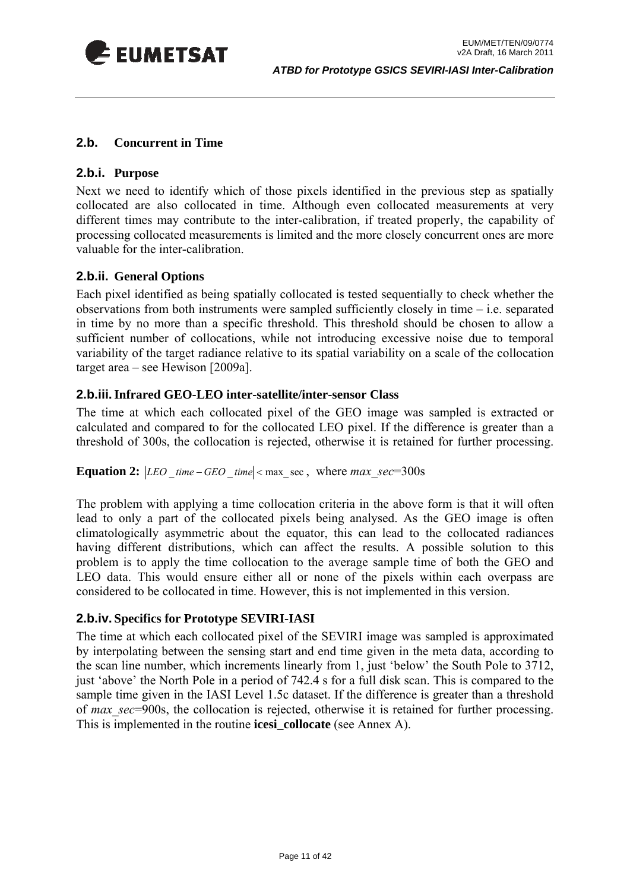## 2.b. Concurrent in Time

### 2.b.i. Purpose

Next we need to identify which of those pixels identified in the previous step as spatially collocated are also collocated in time. Although even collocated measurements at very different times may contribute to the inter-calibration, if treated properly, the capability of processing collocated measurements is limited and the more closely concurrent ones are more valuable for the inter-calibration.

### 2.b.ii. General Options

Each pixel identified as being spatially collocated is tested sequentially to check whether the observations from both instruments were sampled sufficiently closely in time – i.e. separated in time by no more than a specific threshold. This threshold should be chosen to allow a sufficient number of collocations, while not introducing excessive noise due to temporal variability of the target radiance relative to its spatial variability on a scale of the collocation target area – see Hewison [2009a].

### 2.b.iii. Infrared GEO-LEO inter-satellite/inter-sensor Class

The time at which each collocated pixel of the GEO image was sampled is extracted or calculated and compared to for the collocated LEO pixel. If the difference is greater than a threshold of 300s, the collocation is rejected, otherwise it is retained for further processing.

**Equation 2:** $|LEO\_time - GEO\_time| < max\_sec$, where $max\_sec$=300s

The problem with applying a time collocation criteria in the above form is that it will often lead to only a part of the collocated pixels being analysed. As the GEO image is often climatologically asymmetric about the equator, this can lead to the collocated radiances having different distributions, which can affect the results. A possible solution to this problem is to apply the time collocation to the average sample time of both the GEO and LEO data. This would ensure either all or none of the pixels within each overpass are considered to be collocated in time. However, this is not implemented in this version.

### 2.b.iv. Specifics for Prototype SEVIRI-IASI

The time at which each collocated pixel of the SEVIRI image was sampled is approximated by interpolating between the sensing start and end time given in the meta data, according to the scan line number, which increments linearly from 1, just 'below' the South Pole to 3712, just 'above' the North Pole in a period of 742.4 s for a full disk scan. This is compared to the sample time given in the IASI Level 1.5c dataset. If the difference is greater than a threshold of $max\_sec$=900s, the collocation is rejected, otherwise it is retained for further processing. This is implemented in the routine **icesi_collocate** (see Annex A).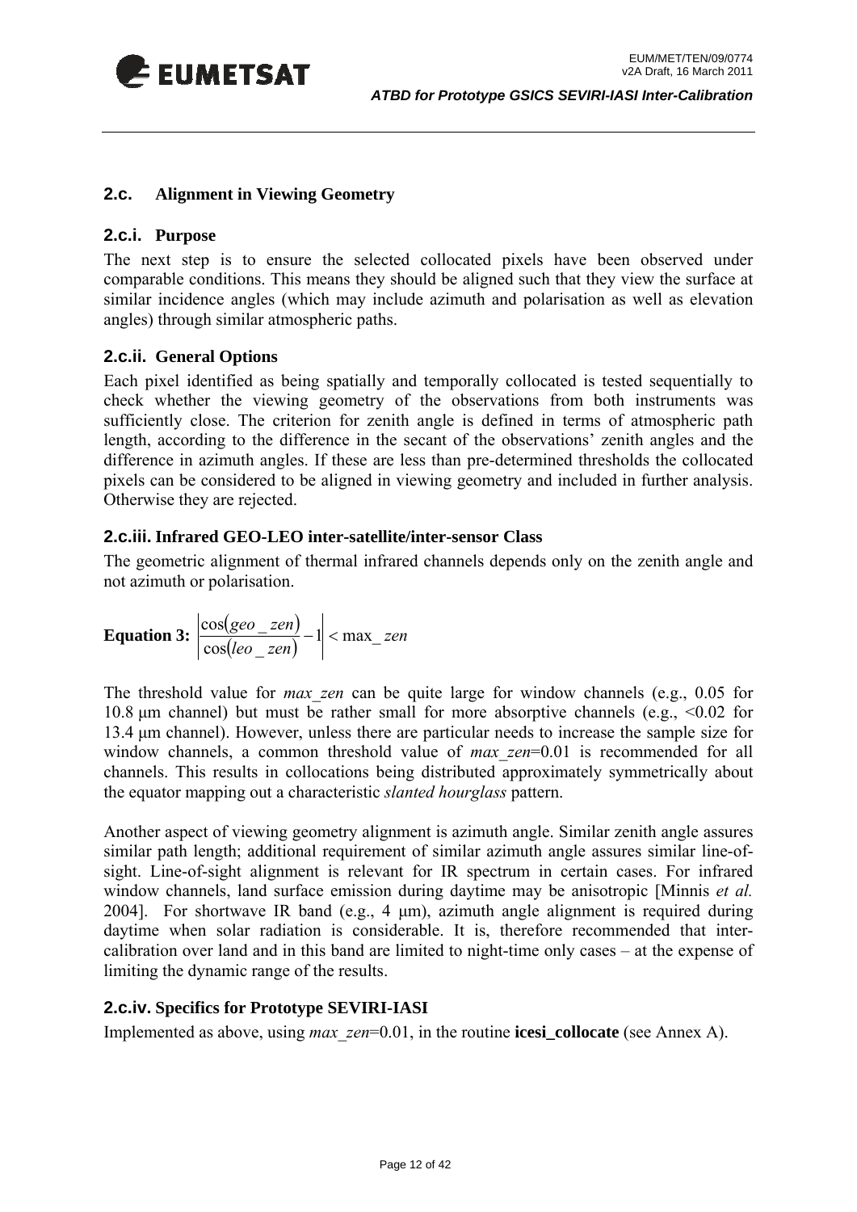## 2.c. Alignment in Viewing Geometry

### 2.c.i. Purpose

The next step is to ensure the selected collocated pixels have been observed under comparable conditions. This means they should be aligned such that they view the surface at similar incidence angles (which may include azimuth and polarisation as well as elevation angles) through similar atmospheric paths.

### 2.c.ii. General Options

Each pixel identified as being spatially and temporally collocated is tested sequentially to check whether the viewing geometry of the observations from both instruments was sufficiently close. The criterion for zenith angle is defined in terms of atmospheric path length, according to the difference in the secant of the observations' zenith angles and the difference in azimuth angles. If these are less than pre-determined thresholds the collocated pixels can be considered to be aligned in viewing geometry and included in further analysis. Otherwise they are rejected.

### 2.c.iii. Infrared GEO-LEO inter-satellite/inter-sensor Class

The geometric alignment of thermal infrared channels depends only on the zenith angle and not azimuth or polarisation.

**Equation 3:** $$\left|\frac{\cos(geo\_zen)}{\cos(leo\_zen)} - 1\right| < \max\_zen$$

The threshold value for *max_zen* can be quite large for window channels (e.g., 0.05 for 10.8 μm channel) but must be rather small for more absorptive channels (e.g., <0.02 for 13.4 μm channel). However, unless there are particular needs to increase the sample size for window channels, a common threshold value of *max_zen*=0.01 is recommended for all channels. This results in collocations being distributed approximately symmetrically about the equator mapping out a characteristic *slanted hourglass* pattern.

Another aspect of viewing geometry alignment is azimuth angle. Similar zenith angle assures similar path length; additional requirement of similar azimuth angle assures similar line-of-sight. Line-of-sight alignment is relevant for IR spectrum in certain cases. For infrared window channels, land surface emission during daytime may be anisotropic [Minnis *et al.* 2004]. For shortwave IR band (e.g., 4 μm), azimuth angle alignment is required during daytime when solar radiation is considerable. It is, therefore recommended that inter-calibration over land and in this band are limited to night-time only cases – at the expense of limiting the dynamic range of the results.

### 2.c.iv. Specifics for Prototype SEVIRI-IASI

Implemented as above, using *max_zen*=0.01, in the routine **icesi_collocate** (see Annex A).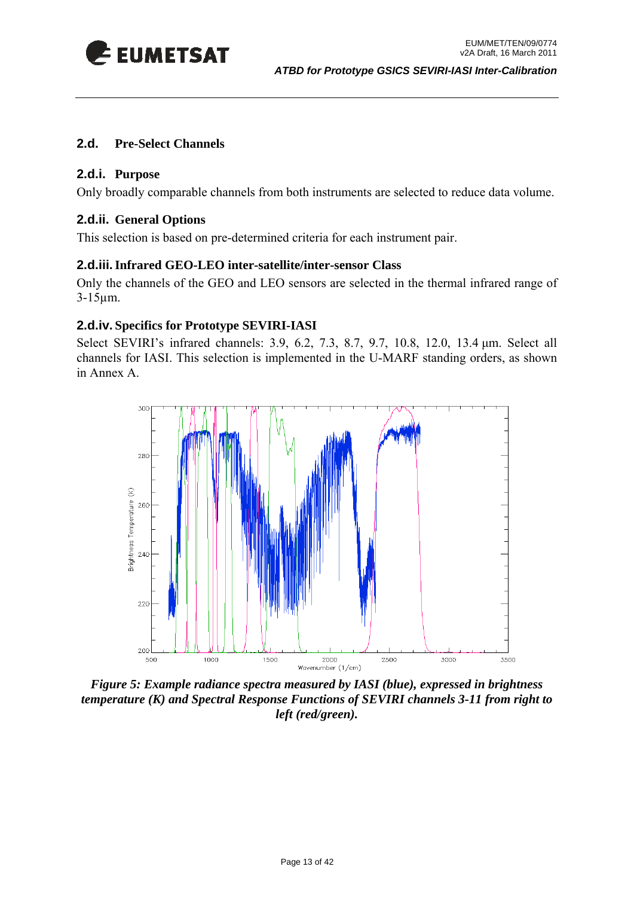## 2.d. Pre-Select Channels

### 2.d.i. Purpose

Only broadly comparable channels from both instruments are selected to reduce data volume.

### 2.d.ii. General Options

This selection is based on pre-determined criteria for each instrument pair.

### 2.d.iii. Infrared GEO-LEO inter-satellite/inter-sensor Class

Only the channels of the GEO and LEO sensors are selected in the thermal infrared range of 3-15µm.

### 2.d.iv. Specifics for Prototype SEVIRI-IASI

Select SEVIRI's infrared channels: 3.9, 6.2, 7.3, 8.7, 9.7, 10.8, 12.0, 13.4 µm. Select all channels for IASI. This selection is implemented in the U-MARF standing orders, as shown in Annex A.

***Figure 5: Example radiance spectra measured by IASI (blue), expressed in brightness temperature (K) and Spectral Response Functions of SEVIRI channels 3-11 from right to left (red/green).***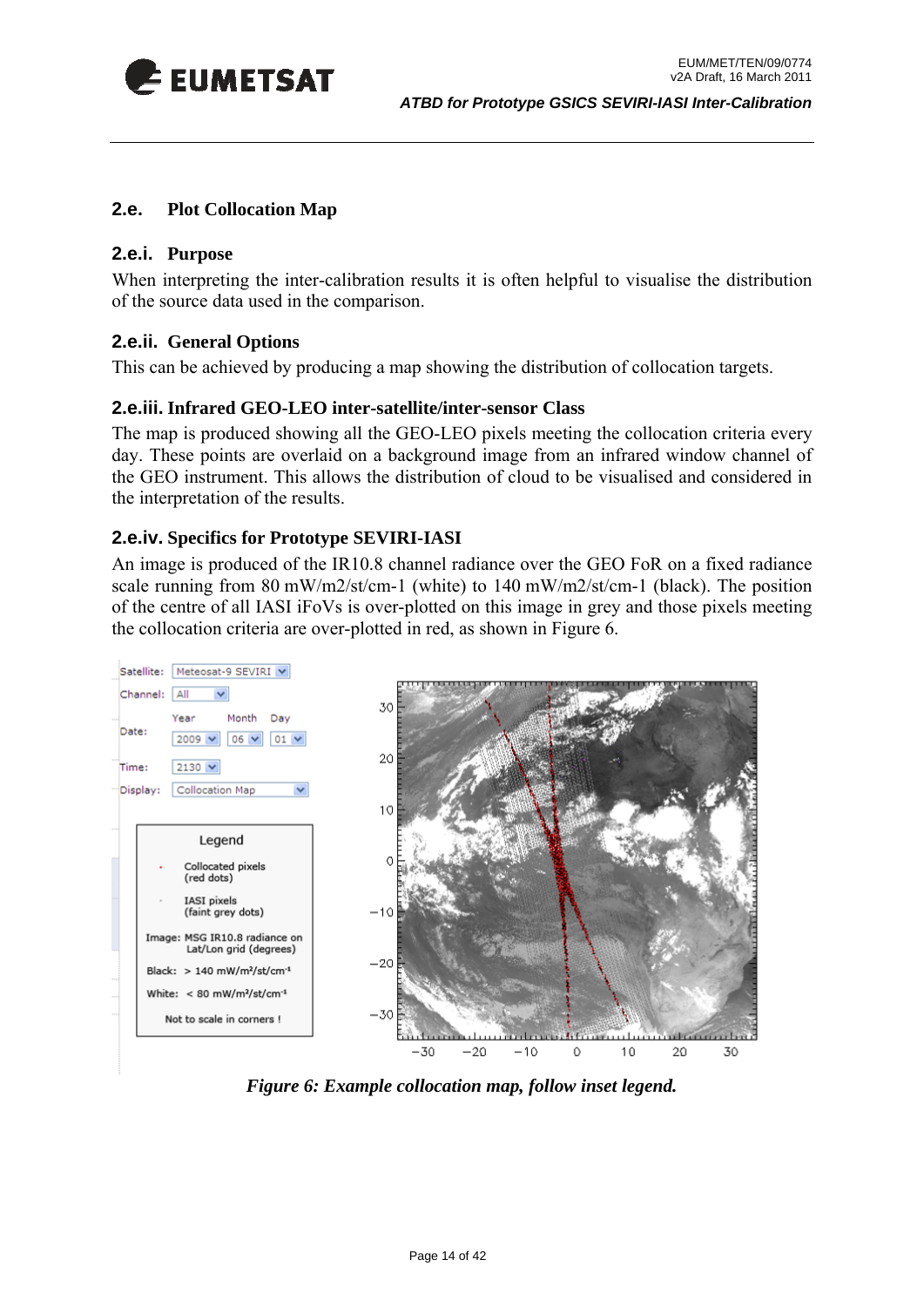## 2.e. Plot Collocation Map

### 2.e.i. Purpose

When interpreting the inter-calibration results it is often helpful to visualise the distribution of the source data used in the comparison.

### 2.e.ii. General Options

This can be achieved by producing a map showing the distribution of collocation targets.

### 2.e.iii. Infrared GEO-LEO inter-satellite/inter-sensor Class

The map is produced showing all the GEO-LEO pixels meeting the collocation criteria every day. These points are overlaid on a background image from an infrared window channel of the GEO instrument. This allows the distribution of cloud to be visualised and considered in the interpretation of the results.

### 2.e.iv. Specifics for Prototype SEVIRI-IASI

An image is produced of the IR10.8 channel radiance over the GEO FoR on a fixed radiance scale running from 80 mW/m2/st/cm-1 (white) to 140 mW/m2/st/cm-1 (black). The position of the centre of all IASI iFoVs is over-plotted on this image in grey and those pixels meeting the collocation criteria are over-plotted in red, as shown in Figure 6.

*Figure 6: Example collocation map, follow inset legend.*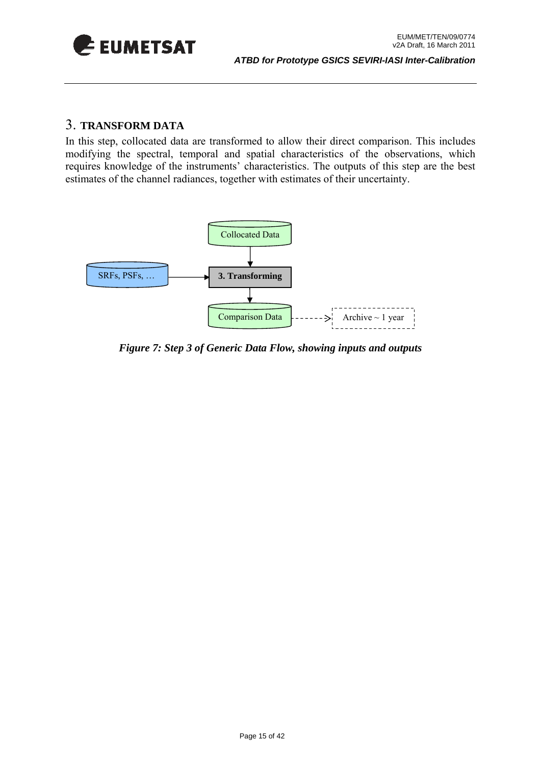# 3. TRANSFORM DATA

In this step, collocated data are transformed to allow their direct comparison. This includes modifying the spectral, temporal and spatial characteristics of the observations, which requires knowledge of the instruments' characteristics. The outputs of this step are the best estimates of the channel radiances, together with estimates of their uncertainty.

*Figure 7: Step 3 of Generic Data Flow, showing inputs and outputs*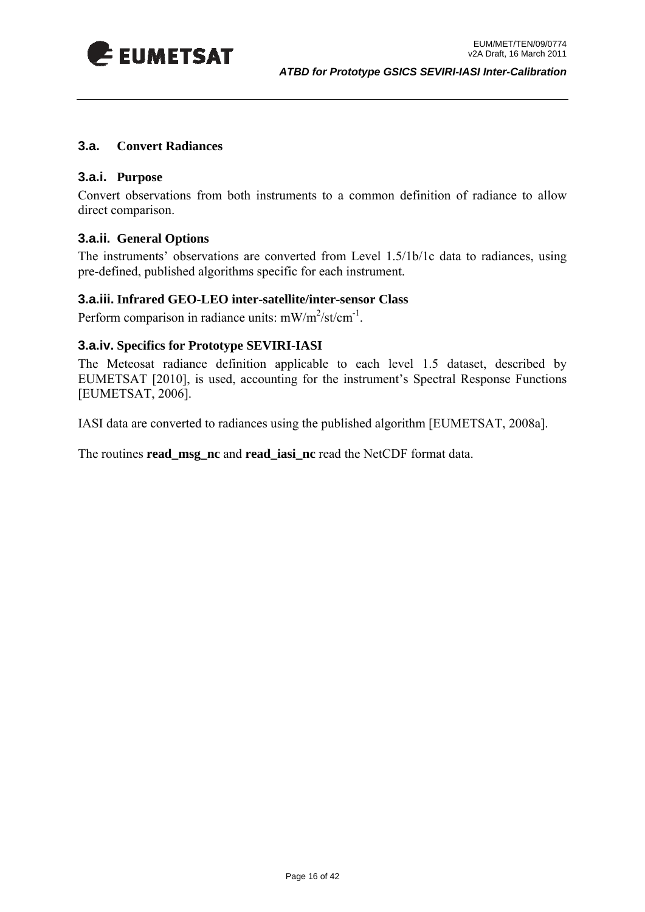## 3.a. Convert Radiances

### 3.a.i. Purpose

Convert observations from both instruments to a common definition of radiance to allow direct comparison.

### 3.a.ii. General Options

The instruments' observations are converted from Level 1.5/1b/1c data to radiances, using pre-defined, published algorithms specific for each instrument.

### 3.a.iii. Infrared GEO-LEO inter-satellite/inter-sensor Class

Perform comparison in radiance units: $mW/m^2/st/cm^{-1}$.

### 3.a.iv. Specifics for Prototype SEVIRI-IASI

The Meteosat radiance definition applicable to each level 1.5 dataset, described by EUMETSAT [2010], is used, accounting for the instrument's Spectral Response Functions [EUMETSAT, 2006].

IASI data are converted to radiances using the published algorithm [EUMETSAT, 2008a].

The routines **read_msg_nc** and **read_iasi_nc** read the NetCDF format data.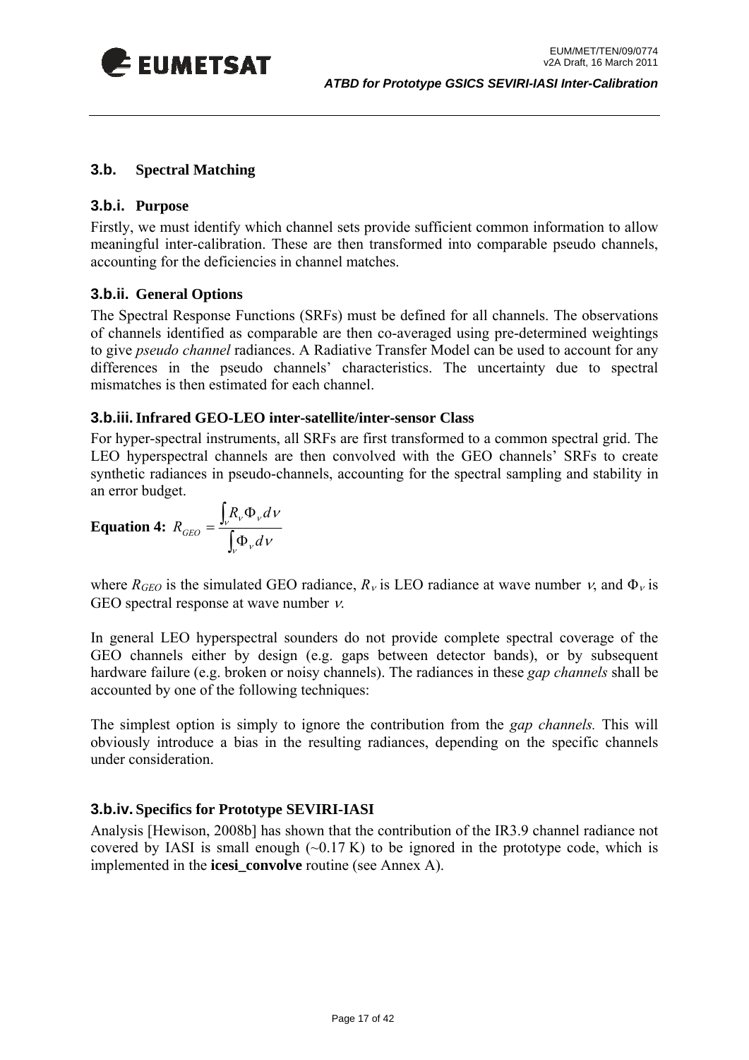## 3.b. Spectral Matching

### 3.b.i. Purpose

Firstly, we must identify which channel sets provide sufficient common information to allow meaningful inter-calibration. These are then transformed into comparable pseudo channels, accounting for the deficiencies in channel matches.

### 3.b.ii. General Options

The Spectral Response Functions (SRFs) must be defined for all channels. The observations of channels identified as comparable are then co-averaged using pre-determined weightings to give *pseudo channel* radiances. A Radiative Transfer Model can be used to account for any differences in the pseudo channels' characteristics. The uncertainty due to spectral mismatches is then estimated for each channel.

### 3.b.iii. Infrared GEO-LEO inter-satellite/inter-sensor Class

For hyper-spectral instruments, all SRFs are first transformed to a common spectral grid. The LEO hyperspectral channels are then convolved with the GEO channels' SRFs to create synthetic radiances in pseudo-channels, accounting for the spectral sampling and stability in an error budget.

**Equation 4:** $$R_{GEO} = \frac{\int_{\nu} R_{\nu} \Phi_{\nu} d\nu}{\int_{\nu} \Phi_{\nu} d\nu}$$

where $R_{GEO}$ is the simulated GEO radiance, $R_{\nu}$ is LEO radiance at wave number $\nu$, and $\Phi_{\nu}$ is GEO spectral response at wave number $\nu$.

In general LEO hyperspectral sounders do not provide complete spectral coverage of the GEO channels either by design (e.g. gaps between detector bands), or by subsequent hardware failure (e.g. broken or noisy channels). The radiances in these *gap channels* shall be accounted by one of the following techniques:

The simplest option is simply to ignore the contribution from the *gap channels.* This will obviously introduce a bias in the resulting radiances, depending on the specific channels under consideration.

### 3.b.iv. Specifics for Prototype SEVIRI-IASI

Analysis [Hewison, 2008b] has shown that the contribution of the IR3.9 channel radiance not covered by IASI is small enough (~0.17 K) to be ignored in the prototype code, which is implemented in the **icesi_convolve** routine (see Annex A).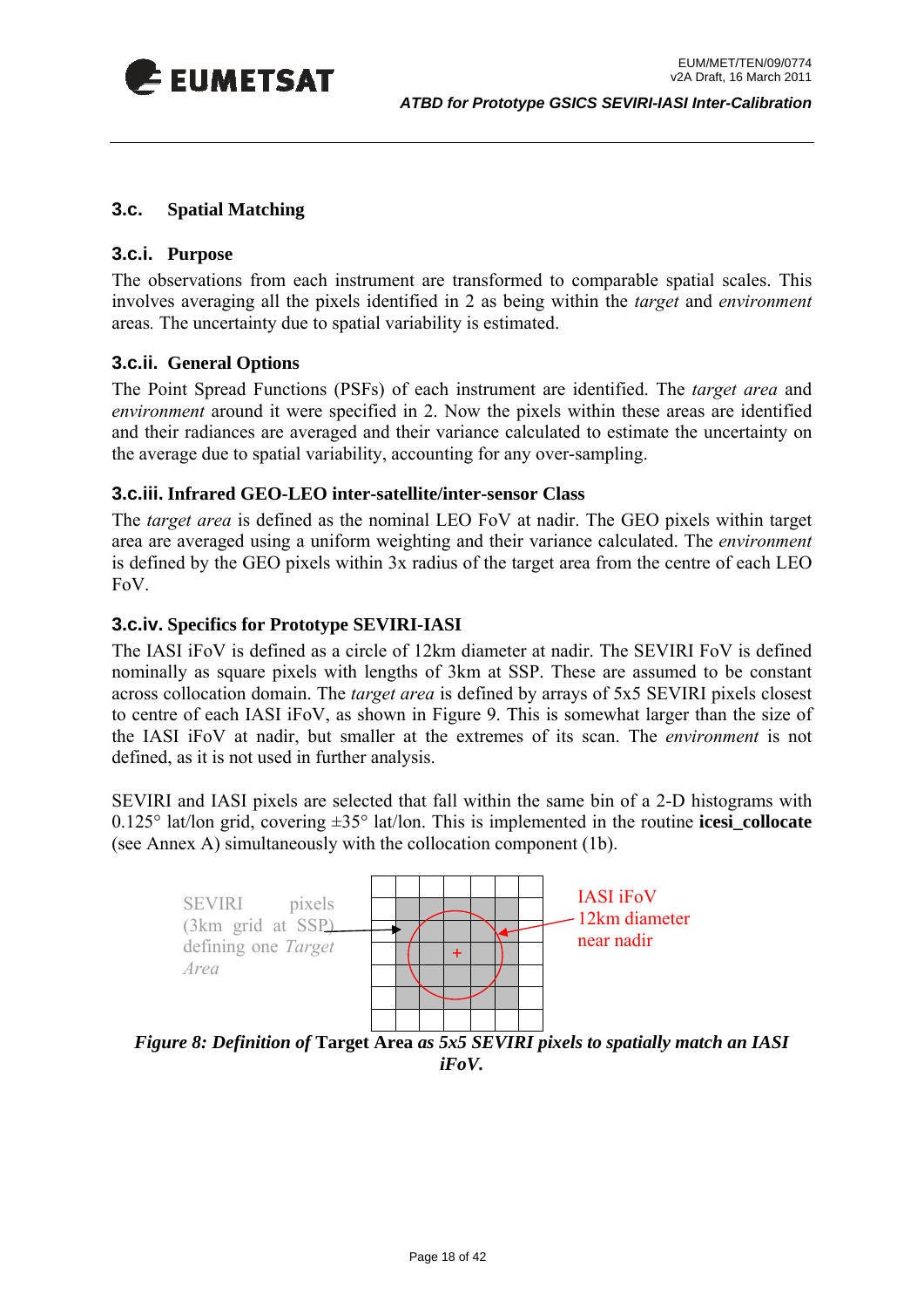### 3.c. Spatial Matching

#### 3.c.i. Purpose

The observations from each instrument are transformed to comparable spatial scales. This involves averaging all the pixels identified in 2 as being within the *target* and *environment* areas*.* The uncertainty due to spatial variability is estimated.

#### 3.c.ii. General Options

The Point Spread Functions (PSFs) of each instrument are identified. The *target area* and *environment* around it were specified in 2. Now the pixels within these areas are identified and their radiances are averaged and their variance calculated to estimate the uncertainty on the average due to spatial variability, accounting for any over-sampling.

#### 3.c.iii. Infrared GEO-LEO inter-satellite/inter-sensor Class

The *target area* is defined as the nominal LEO FoV at nadir. The GEO pixels within target area are averaged using a uniform weighting and their variance calculated. The *environment* is defined by the GEO pixels within 3x radius of the target area from the centre of each LEO FoV.

#### 3.c.iv. Specifics for Prototype SEVIRI-IASI

The IASI iFoV is defined as a circle of 12km diameter at nadir. The SEVIRI FoV is defined nominally as square pixels with lengths of 3km at SSP. These are assumed to be constant across collocation domain. The *target area* is defined by arrays of 5x5 SEVIRI pixels closest to centre of each IASI iFoV, as shown in Figure 9. This is somewhat larger than the size of the IASI iFoV at nadir, but smaller at the extremes of its scan. The *environment* is not defined, as it is not used in further analysis.

SEVIRI and IASI pixels are selected that fall within the same bin of a 2-D histograms with 0.125° lat/lon grid, covering ±35° lat/lon. This is implemented in the routine **icesi_collocate** (see Annex A) simultaneously with the collocation component (1b).

SEVIRI pixels (3km grid at SSP) defining one *Target Area*

IASI iFoV 12km diameter near nadir

*Figure 8: Definition of* **Target Area** *as 5x5 SEVIRI pixels to spatially match an IASI iFoV.*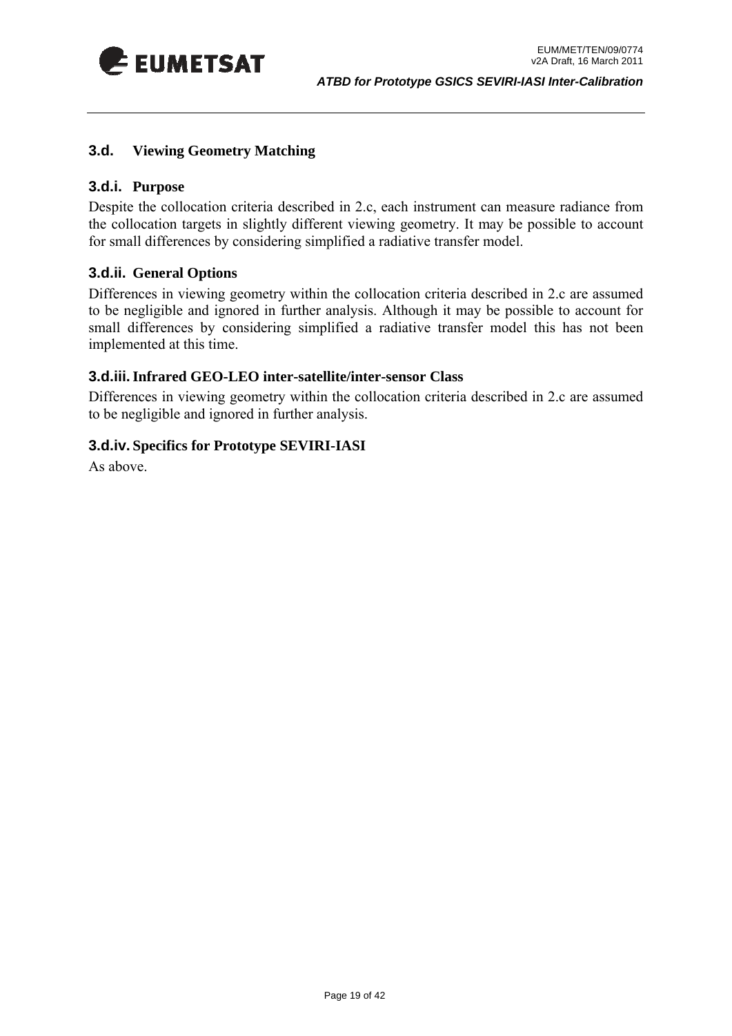## 3.d. Viewing Geometry Matching

### 3.d.i. Purpose

Despite the collocation criteria described in 2.c, each instrument can measure radiance from the collocation targets in slightly different viewing geometry. It may be possible to account for small differences by considering simplified a radiative transfer model.

### 3.d.ii. General Options

Differences in viewing geometry within the collocation criteria described in 2.c are assumed to be negligible and ignored in further analysis. Although it may be possible to account for small differences by considering simplified a radiative transfer model this has not been implemented at this time.

### 3.d.iii. Infrared GEO-LEO inter-satellite/inter-sensor Class

Differences in viewing geometry within the collocation criteria described in 2.c are assumed to be negligible and ignored in further analysis.

### 3.d.iv. Specifics for Prototype SEVIRI-IASI

As above.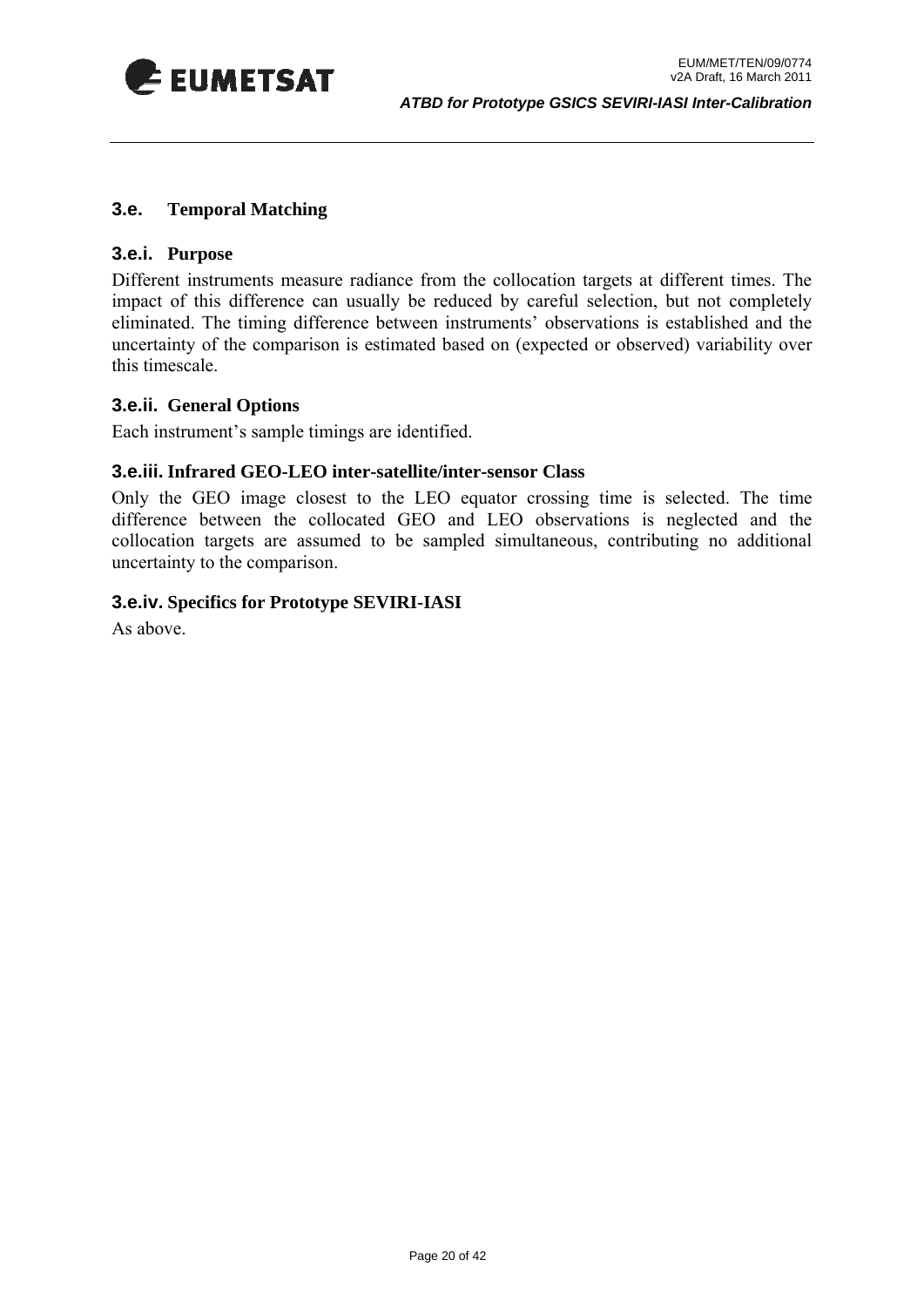## 3.e. Temporal Matching

### 3.e.i. Purpose

Different instruments measure radiance from the collocation targets at different times. The impact of this difference can usually be reduced by careful selection, but not completely eliminated. The timing difference between instruments' observations is established and the uncertainty of the comparison is estimated based on (expected or observed) variability over this timescale.

### 3.e.ii. General Options

Each instrument's sample timings are identified.

### 3.e.iii. Infrared GEO-LEO inter-satellite/inter-sensor Class

Only the GEO image closest to the LEO equator crossing time is selected. The time difference between the collocated GEO and LEO observations is neglected and the collocation targets are assumed to be sampled simultaneous, contributing no additional uncertainty to the comparison.

### 3.e.iv. Specifics for Prototype SEVIRI-IASI

As above.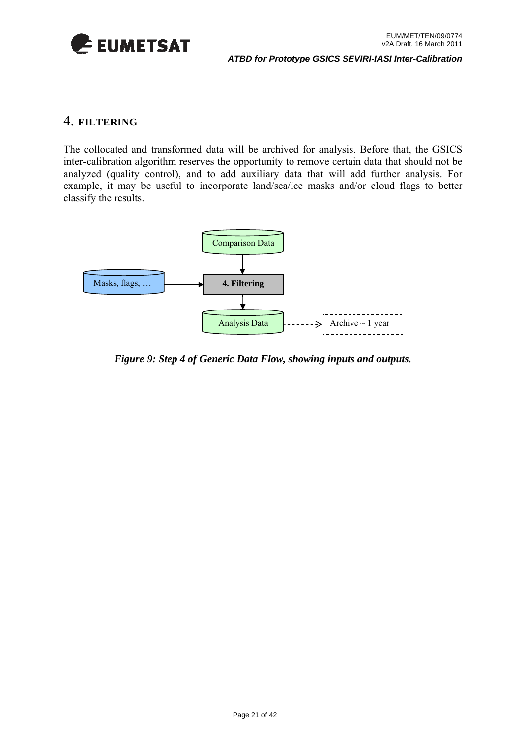# 4. FILTERING

The collocated and transformed data will be archived for analysis. Before that, the GSICS inter-calibration algorithm reserves the opportunity to remove certain data that should not be analyzed (quality control), and to add auxiliary data that will add further analysis. For example, it may be useful to incorporate land/sea/ice masks and/or cloud flags to better classify the results.

*Figure 9: Step 4 of Generic Data Flow, showing inputs and outputs.*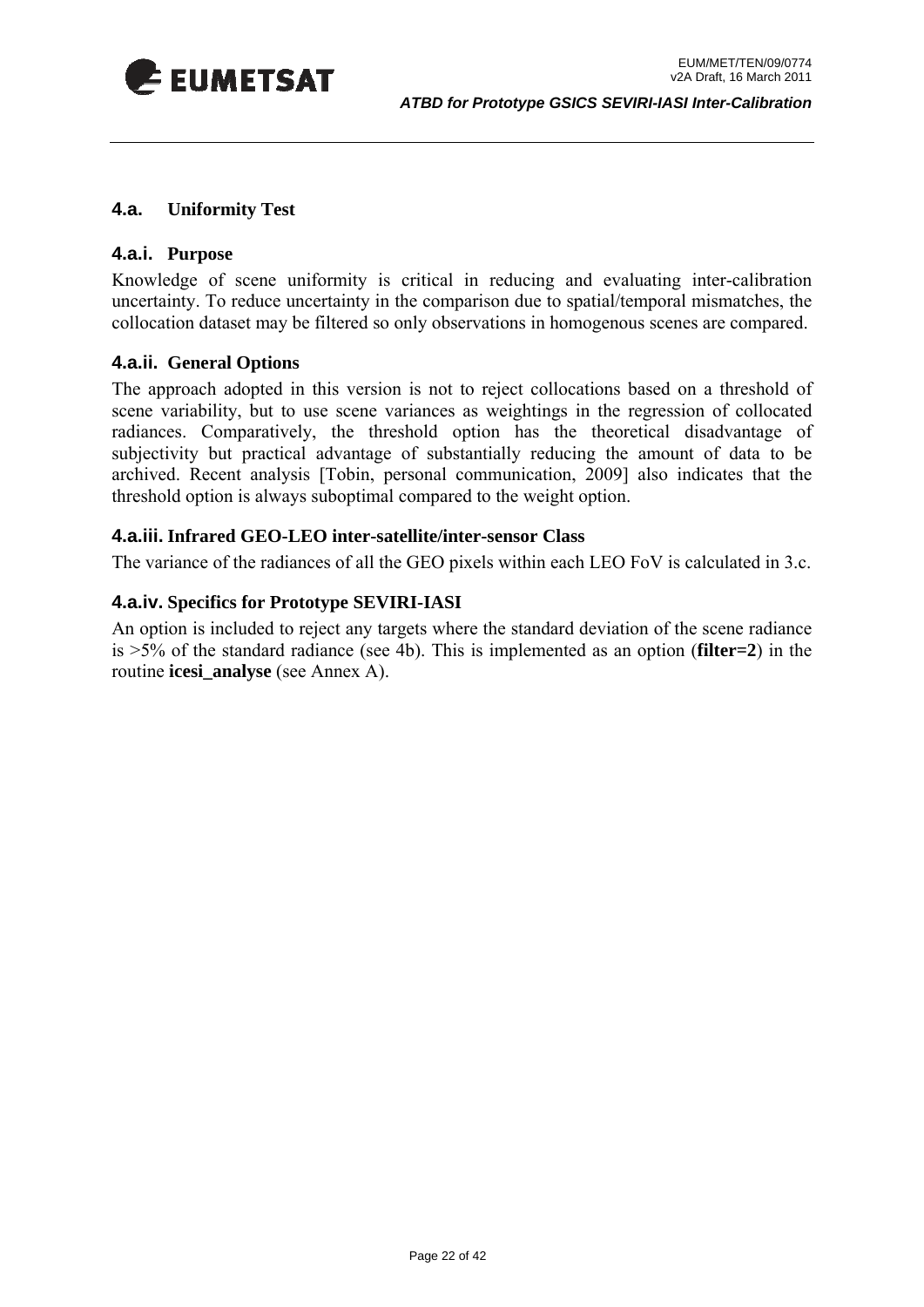## 4.a. Uniformity Test

### 4.a.i. Purpose

Knowledge of scene uniformity is critical in reducing and evaluating inter-calibration uncertainty. To reduce uncertainty in the comparison due to spatial/temporal mismatches, the collocation dataset may be filtered so only observations in homogenous scenes are compared.

### 4.a.ii. General Options

The approach adopted in this version is not to reject collocations based on a threshold of scene variability, but to use scene variances as weightings in the regression of collocated radiances. Comparatively, the threshold option has the theoretical disadvantage of subjectivity but practical advantage of substantially reducing the amount of data to be archived. Recent analysis [Tobin, personal communication, 2009] also indicates that the threshold option is always suboptimal compared to the weight option.

### 4.a.iii. Infrared GEO-LEO inter-satellite/inter-sensor Class

The variance of the radiances of all the GEO pixels within each LEO FoV is calculated in 3.c.

### 4.a.iv. Specifics for Prototype SEVIRI-IASI

An option is included to reject any targets where the standard deviation of the scene radiance is >5% of the standard radiance (see 4b). This is implemented as an option (**filter=2**) in the routine **icesi_analyse** (see Annex A).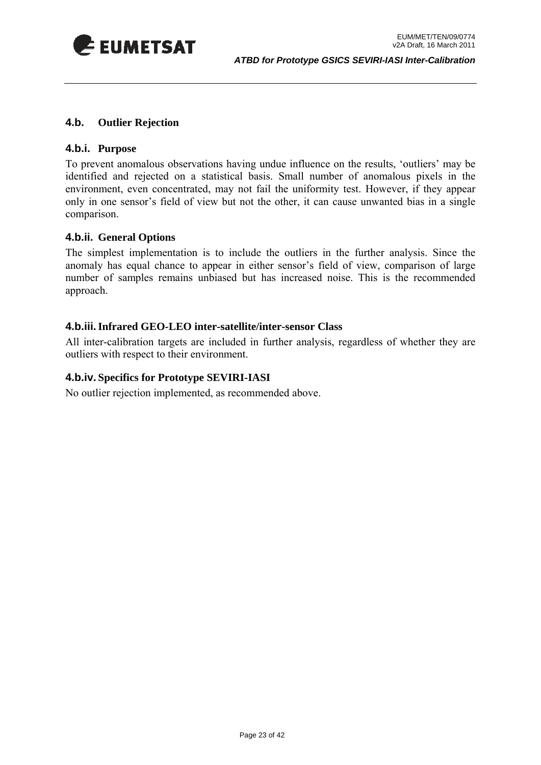## 4.b. Outlier Rejection

### 4.b.i. Purpose

To prevent anomalous observations having undue influence on the results, 'outliers' may be identified and rejected on a statistical basis. Small number of anomalous pixels in the environment, even concentrated, may not fail the uniformity test. However, if they appear only in one sensor's field of view but not the other, it can cause unwanted bias in a single comparison.

### 4.b.ii. General Options

The simplest implementation is to include the outliers in the further analysis. Since the anomaly has equal chance to appear in either sensor's field of view, comparison of large number of samples remains unbiased but has increased noise. This is the recommended approach.

### 4.b.iii. Infrared GEO-LEO inter-satellite/inter-sensor Class

All inter-calibration targets are included in further analysis, regardless of whether they are outliers with respect to their environment.

### 4.b.iv. Specifics for Prototype SEVIRI-IASI

No outlier rejection implemented, as recommended above.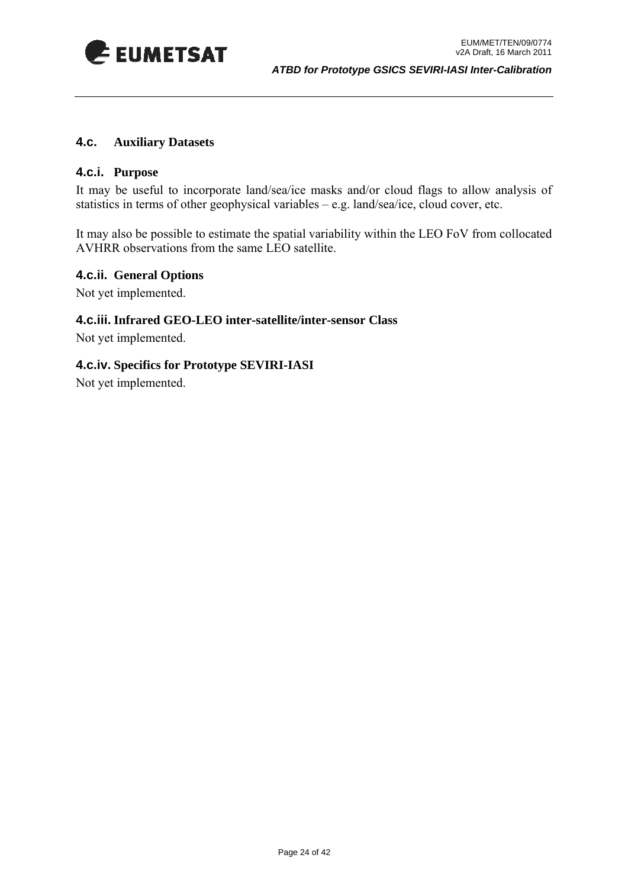## 4.c. Auxiliary Datasets

### 4.c.i. Purpose

It may be useful to incorporate land/sea/ice masks and/or cloud flags to allow analysis of statistics in terms of other geophysical variables – e.g. land/sea/ice, cloud cover, etc.

It may also be possible to estimate the spatial variability within the LEO FoV from collocated AVHRR observations from the same LEO satellite.

### 4.c.ii. General Options

Not yet implemented.

### 4.c.iii. Infrared GEO-LEO inter-satellite/inter-sensor Class

Not yet implemented.

### 4.c.iv. Specifics for Prototype SEVIRI-IASI

Not yet implemented.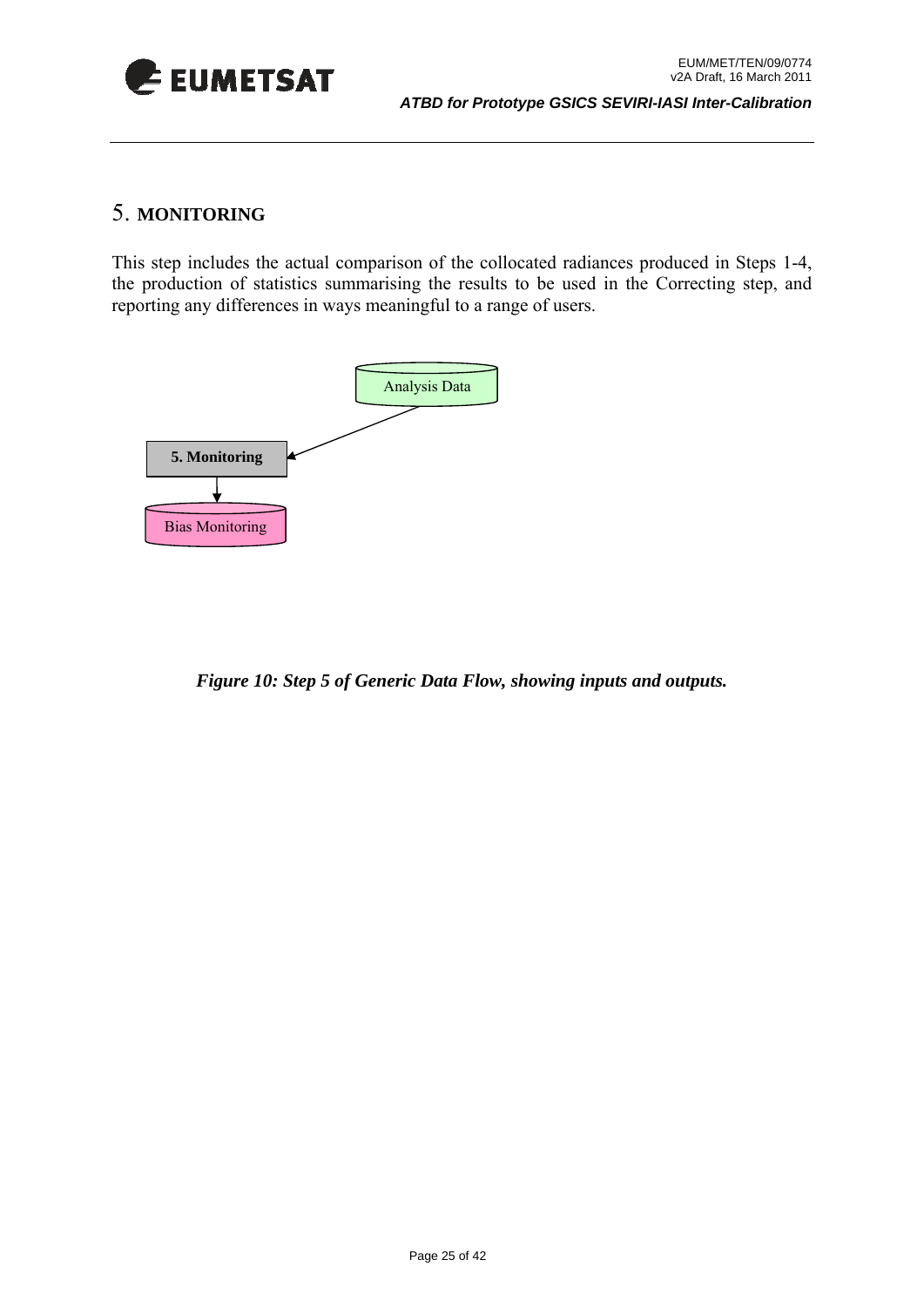# 5. MONITORING

This step includes the actual comparison of the collocated radiances produced in Steps 1-4, the production of statistics summarising the results to be used in the Correcting step, and reporting any differences in ways meaningful to a range of users.

Analysis Data

5. Monitoring

Bias Monitoring

*Figure 10: Step 5 of Generic Data Flow, showing inputs and outputs.*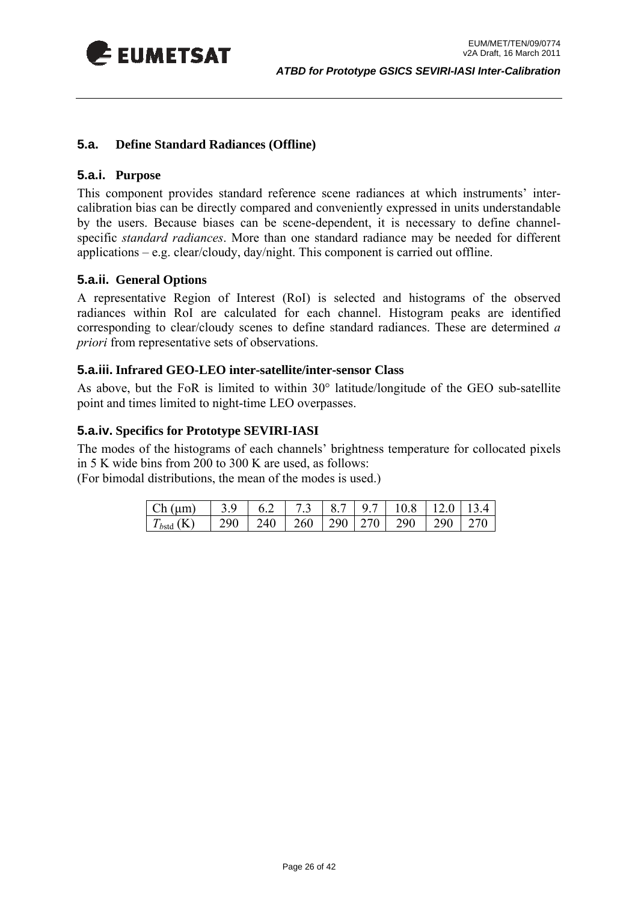## 5.a. Define Standard Radiances (Offline)

### 5.a.i. Purpose

This component provides standard reference scene radiances at which instruments' inter-calibration bias can be directly compared and conveniently expressed in units understandable by the users. Because biases can be scene-dependent, it is necessary to define channel-specific *standard radiances*. More than one standard radiance may be needed for different applications – e.g. clear/cloudy, day/night. This component is carried out offline.

### 5.a.ii. General Options

A representative Region of Interest (RoI) is selected and histograms of the observed radiances within RoI are calculated for each channel. Histogram peaks are identified corresponding to clear/cloudy scenes to define standard radiances. These are determined *a priori* from representative sets of observations.

### 5.a.iii. Infrared GEO-LEO inter-satellite/inter-sensor Class

As above, but the FoR is limited to within 30° latitude/longitude of the GEO sub-satellite point and times limited to night-time LEO overpasses.

### 5.a.iv. Specifics for Prototype SEVIRI-IASI

The modes of the histograms of each channels' brightness temperature for collocated pixels in 5 K wide bins from 200 to 300 K are used, as follows:
(For bimodal distributions, the mean of the modes is used.)

| Ch (μm) | 3.9 | 6.2 | 7.3 | 8.7 | 9.7 | 10.8 | 12.0 | 13.4 |
|---|---|---|---|---|---|---|---|---|
| $T_{b\text{std}}$ (K) | 290 | 240 | 260 | 290 | 270 | 290 | 290 | 270 |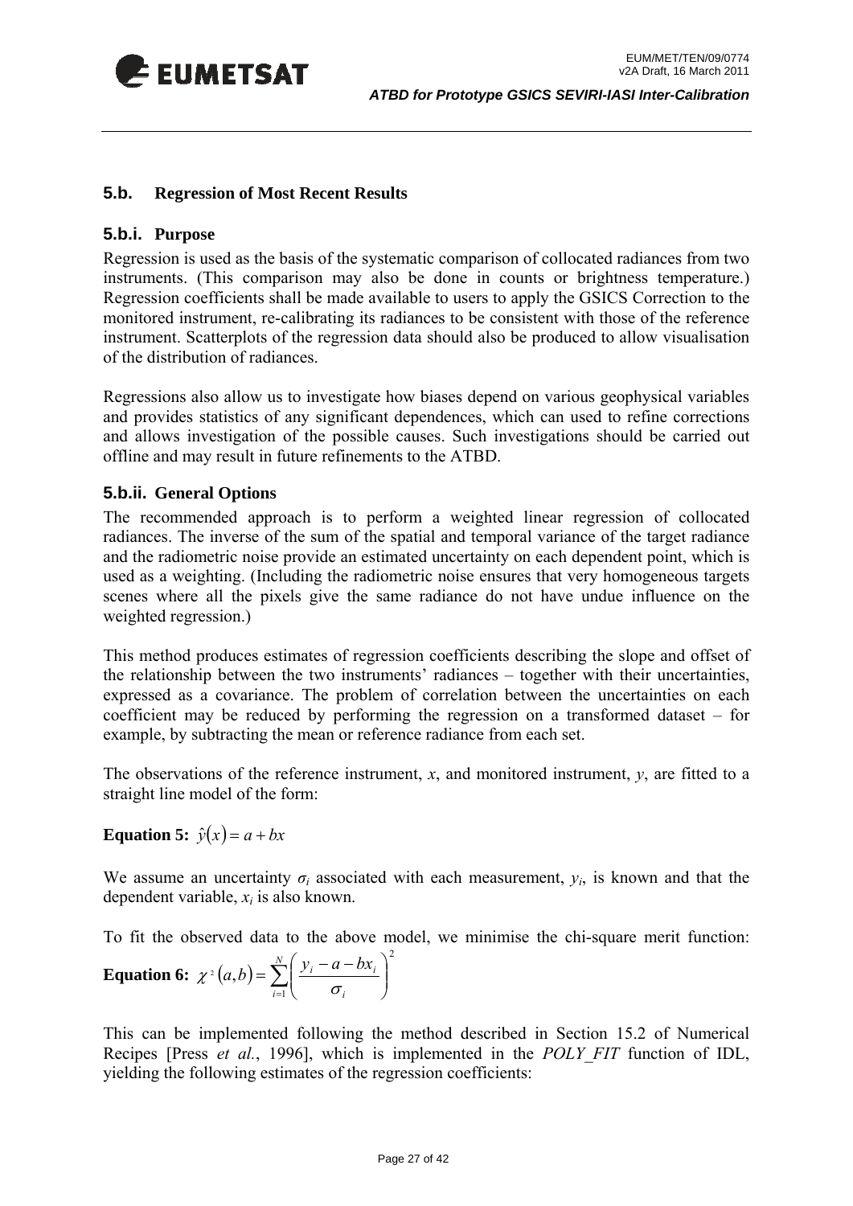## 5.b. Regression of Most Recent Results

### 5.b.i. Purpose

Regression is used as the basis of the systematic comparison of collocated radiances from two instruments. (This comparison may also be done in counts or brightness temperature.) Regression coefficients shall be made available to users to apply the GSICS Correction to the monitored instrument, re-calibrating its radiances to be consistent with those of the reference instrument. Scatterplots of the regression data should also be produced to allow visualisation of the distribution of radiances.

Regressions also allow us to investigate how biases depend on various geophysical variables and provides statistics of any significant dependences, which can used to refine corrections and allows investigation of the possible causes. Such investigations should be carried out offline and may result in future refinements to the ATBD.

### 5.b.ii. General Options

The recommended approach is to perform a weighted linear regression of collocated radiances. The inverse of the sum of the spatial and temporal variance of the target radiance and the radiometric noise provide an estimated uncertainty on each dependent point, which is used as a weighting. (Including the radiometric noise ensures that very homogeneous targets scenes where all the pixels give the same radiance do not have undue influence on the weighted regression.)

This method produces estimates of regression coefficients describing the slope and offset of the relationship between the two instruments' radiances – together with their uncertainties, expressed as a covariance. The problem of correlation between the uncertainties on each coefficient may be reduced by performing the regression on a transformed dataset – for example, by subtracting the mean or reference radiance from each set.

The observations of the reference instrument, $x$, and monitored instrument, $y$, are fitted to a straight line model of the form:

**Equation 5:** $\hat{y}(x) = a + bx$

We assume an uncertainty $\sigma_i$ associated with each measurement, $y_i$, is known and that the dependent variable, $x_i$ is also known.

To fit the observed data to the above model, we minimise the chi-square merit function:

**Equation 6:** $\chi^2(a,b) = \sum_{i=1}^{N} \left( \frac{y_i - a - bx_i}{\sigma_i} \right)^2$

This can be implemented following the method described in Section 15.2 of Numerical Recipes [Press *et al.*, 1996], which is implemented in the *POLY_FIT* function of IDL, yielding the following estimates of the regression coefficients: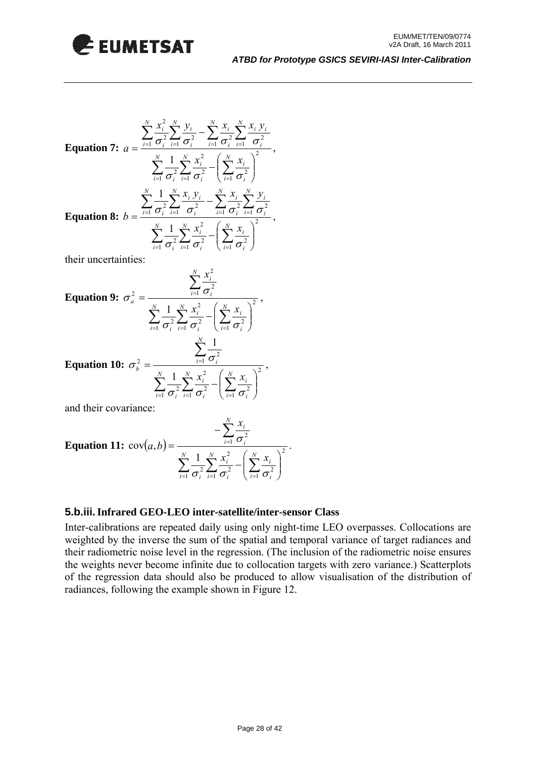**Equation 7:** $a = \dfrac{\sum_{i=1}^{N} \frac{x_i^2}{\sigma_i^2} \sum_{i=1}^{N} \frac{y_i}{\sigma_i^2} - \sum_{i=1}^{N} \frac{x_i}{\sigma_i^2} \sum_{i=1}^{N} \frac{x_i y_i}{\sigma_i^2}}{\sum_{i=1}^{N} \frac{1}{\sigma_i^2} \sum_{i=1}^{N} \frac{x_i^2}{\sigma_i^2} - \left( \sum_{i=1}^{N} \frac{x_i}{\sigma_i^2} \right)^2}$,

**Equation 8:** $b = \dfrac{\sum_{i=1}^{N} \frac{1}{\sigma_i^2} \sum_{i=1}^{N} \frac{x_i y_i}{\sigma_i^2} - \sum_{i=1}^{N} \frac{x_i}{\sigma_i^2} \sum_{i=1}^{N} \frac{y_i}{\sigma_i^2}}{\sum_{i=1}^{N} \frac{1}{\sigma_i^2} \sum_{i=1}^{N} \frac{x_i^2}{\sigma_i^2} - \left( \sum_{i=1}^{N} \frac{x_i}{\sigma_i^2} \right)^2}$,

their uncertainties:

**Equation 9:** $\sigma_a^2 = \dfrac{\sum_{i=1}^{N} \frac{x_i^2}{\sigma_i^2}}{\sum_{i=1}^{N} \frac{1}{\sigma_i^2} \sum_{i=1}^{N} \frac{x_i^2}{\sigma_i^2} - \left( \sum_{i=1}^{N} \frac{x_i}{\sigma_i^2} \right)^2}$,

**Equation 10:** $\sigma_b^2 = \dfrac{\sum_{i=1}^{N} \frac{1}{\sigma_i^2}}{\sum_{i=1}^{N} \frac{1}{\sigma_i^2} \sum_{i=1}^{N} \frac{x_i^2}{\sigma_i^2} - \left( \sum_{i=1}^{N} \frac{x_i}{\sigma_i^2} \right)^2}$,

and their covariance:

**Equation 11:** $\text{cov}(a,b) = \dfrac{-\sum_{i=1}^{N} \frac{x_i}{\sigma_i^2}}{\sum_{i=1}^{N} \frac{1}{\sigma_i^2} \sum_{i=1}^{N} \frac{x_i^2}{\sigma_i^2} - \left( \sum_{i=1}^{N} \frac{x_i}{\sigma_i^2} \right)^2}$.

### 5.b.iii. Infrared GEO-LEO inter-satellite/inter-sensor Class

Inter-calibrations are repeated daily using only night-time LEO overpasses. Collocations are weighted by the inverse the sum of the spatial and temporal variance of target radiances and their radiometric noise level in the regression. (The inclusion of the radiometric noise ensures the weights never become infinite due to collocation targets with zero variance.) Scatterplots of the regression data should also be produced to allow visualisation of the distribution of radiances, following the example shown in Figure 12.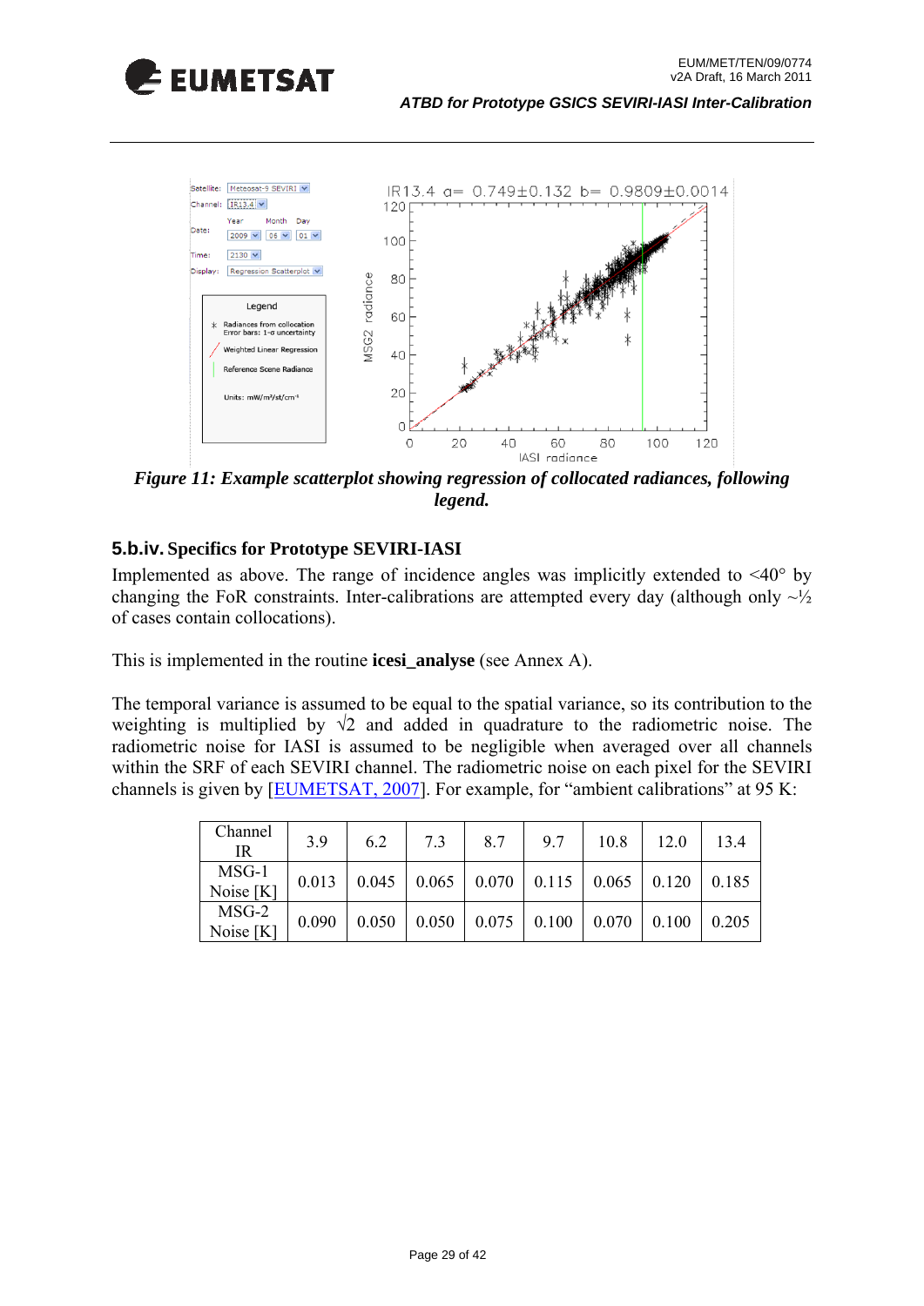*Figure 11: Example scatterplot showing regression of collocated radiances, following legend.*

### 5.b.iv. Specifics for Prototype SEVIRI-IASI

Implemented as above. The range of incidence angles was implicitly extended to <40° by changing the FoR constraints. Inter-calibrations are attempted every day (although only ~½ of cases contain collocations).

This is implemented in the routine **icesi_analyse** (see Annex A).

The temporal variance is assumed to be equal to the spatial variance, so its contribution to the weighting is multiplied by $\sqrt{2}$ and added in quadrature to the radiometric noise. The radiometric noise for IASI is assumed to be negligible when averaged over all channels within the SRF of each SEVIRI channel. The radiometric noise on each pixel for the SEVIRI channels is given by [EUMETSAT, 2007]. For example, for "ambient calibrations" at 95 K:

| Channel IR | 3.9 | 6.2 | 7.3 | 8.7 | 9.7 | 10.8 | 12.0 | 13.4 |
|---|---|---|---|---|---|---|---|---|
| MSG-1 Noise [K] | 0.013 | 0.045 | 0.065 | 0.070 | 0.115 | 0.065 | 0.120 | 0.185 |
| MSG-2 Noise [K] | 0.090 | 0.050 | 0.050 | 0.075 | 0.100 | 0.070 | 0.100 | 0.205 |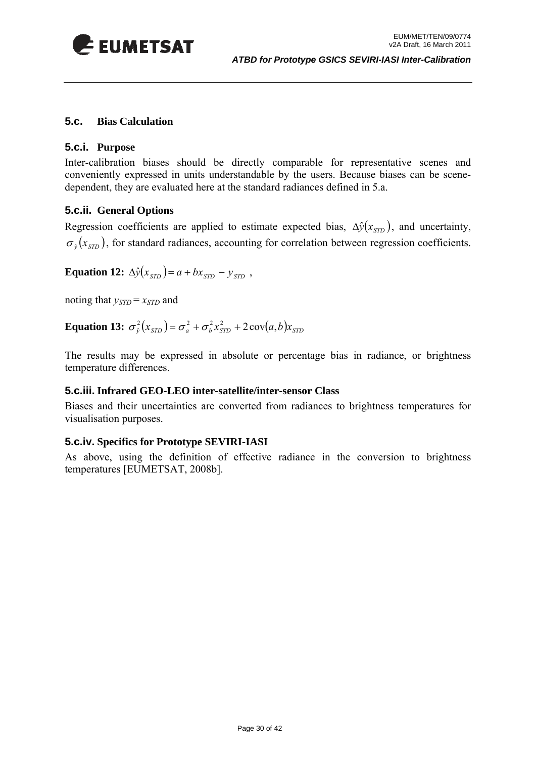## 5.c. Bias Calculation

### 5.c.i. Purpose

Inter-calibration biases should be directly comparable for representative scenes and conveniently expressed in units understandable by the users. Because biases can be scene-dependent, they are evaluated here at the standard radiances defined in 5.a.

### 5.c.ii. General Options

Regression coefficients are applied to estimate expected bias, $\Delta\hat{y}(x_{STD})$, and uncertainty, $\sigma_{\hat{y}}(x_{STD})$, for standard radiances, accounting for correlation between regression coefficients.

**Equation 12:** $\Delta\hat{y}(x_{STD}) = a + bx_{STD} - y_{STD}$ ,

noting that $y_{STD} = x_{STD}$ and

**Equation 13:** $\sigma_{\hat{y}}^2(x_{STD}) = \sigma_a^2 + \sigma_b^2 x_{STD}^2 + 2\,\mathrm{cov}(a,b)x_{STD}$

The results may be expressed in absolute or percentage bias in radiance, or brightness temperature differences.

### 5.c.iii. Infrared GEO-LEO inter-satellite/inter-sensor Class

Biases and their uncertainties are converted from radiances to brightness temperatures for visualisation purposes.

### 5.c.iv. Specifics for Prototype SEVIRI-IASI

As above, using the definition of effective radiance in the conversion to brightness temperatures [EUMETSAT, 2008b].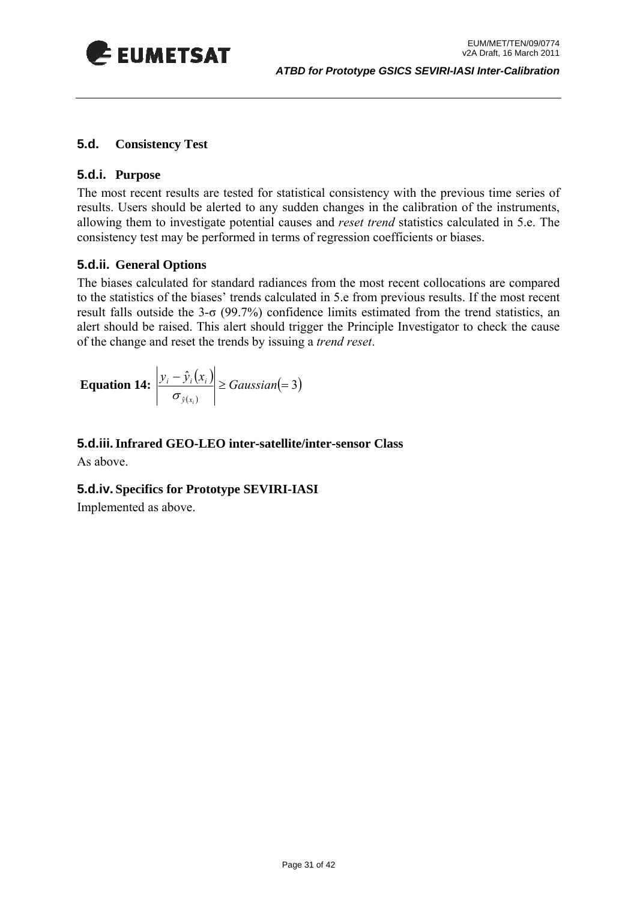## 5.d. Consistency Test

### 5.d.i. Purpose

The most recent results are tested for statistical consistency with the previous time series of results. Users should be alerted to any sudden changes in the calibration of the instruments, allowing them to investigate potential causes and *reset trend* statistics calculated in 5.e. The consistency test may be performed in terms of regression coefficients or biases.

### 5.d.ii. General Options

The biases calculated for standard radiances from the most recent collocations are compared to the statistics of the biases' trends calculated in 5.e from previous results. If the most recent result falls outside the 3-σ (99.7%) confidence limits estimated from the trend statistics, an alert should be raised. This alert should trigger the Principle Investigator to check the cause of the change and reset the trends by issuing a *trend reset*.

**Equation 14:** $$\left| \frac{y_i - \hat{y}_i(x_i)}{\sigma_{\hat{y}(x_i)}} \right| \geq Gaussian(=3)$$

### 5.d.iii. Infrared GEO-LEO inter-satellite/inter-sensor Class

As above.

### 5.d.iv. Specifics for Prototype SEVIRI-IASI

Implemented as above.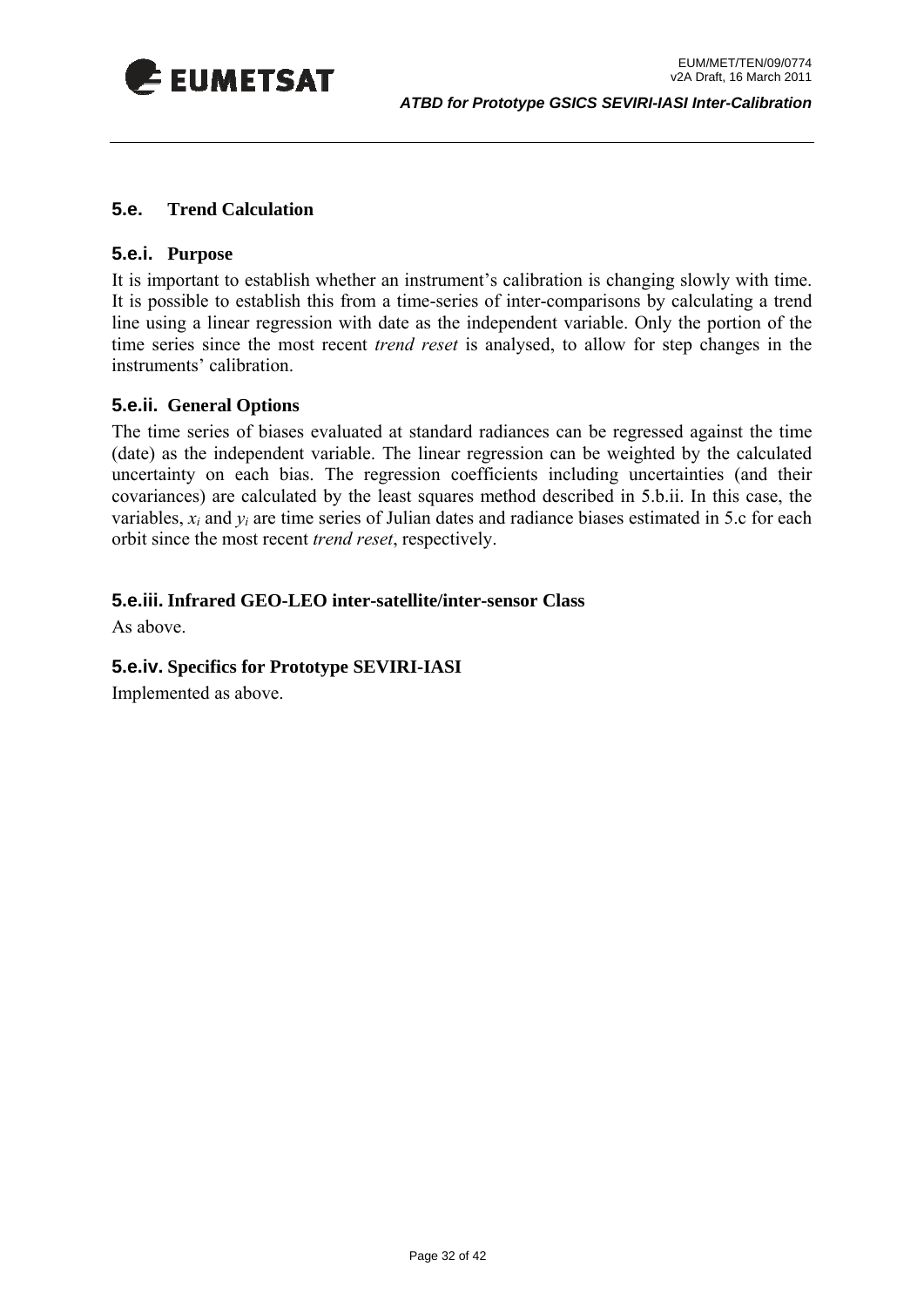## 5.e. Trend Calculation

### 5.e.i. Purpose

It is important to establish whether an instrument's calibration is changing slowly with time. It is possible to establish this from a time-series of inter-comparisons by calculating a trend line using a linear regression with date as the independent variable. Only the portion of the time series since the most recent *trend reset* is analysed, to allow for step changes in the instruments' calibration.

### 5.e.ii. General Options

The time series of biases evaluated at standard radiances can be regressed against the time (date) as the independent variable. The linear regression can be weighted by the calculated uncertainty on each bias. The regression coefficients including uncertainties (and their covariances) are calculated by the least squares method described in 5.b.ii. In this case, the variables, $x_i$ and $y_i$ are time series of Julian dates and radiance biases estimated in 5.c for each orbit since the most recent *trend reset*, respectively.

### 5.e.iii. Infrared GEO-LEO inter-satellite/inter-sensor Class

As above.

### 5.e.iv. Specifics for Prototype SEVIRI-IASI

Implemented as above.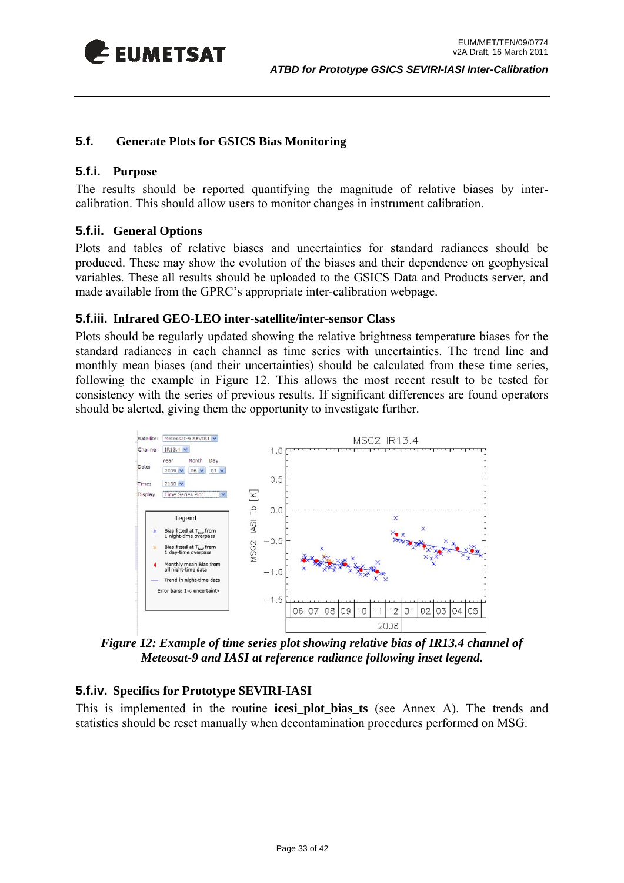## 5.f. Generate Plots for GSICS Bias Monitoring

### 5.f.i. Purpose

The results should be reported quantifying the magnitude of relative biases by inter-calibration. This should allow users to monitor changes in instrument calibration.

### 5.f.ii. General Options

Plots and tables of relative biases and uncertainties for standard radiances should be produced. These may show the evolution of the biases and their dependence on geophysical variables. These all results should be uploaded to the GSICS Data and Products server, and made available from the GPRC's appropriate inter-calibration webpage.

### 5.f.iii. Infrared GEO-LEO inter-satellite/inter-sensor Class

Plots should be regularly updated showing the relative brightness temperature biases for the standard radiances in each channel as time series with uncertainties. The trend line and monthly mean biases (and their uncertainties) should be calculated from these time series, following the example in Figure 12. This allows the most recent result to be tested for consistency with the series of previous results. If significant differences are found operators should be alerted, giving them the opportunity to investigate further.

*Figure 12: Example of time series plot showing relative bias of IR13.4 channel of Meteosat-9 and IASI at reference radiance following inset legend.*

### 5.f.iv. Specifics for Prototype SEVIRI-IASI

This is implemented in the routine **icesi_plot_bias_ts** (see Annex A). The trends and statistics should be reset manually when decontamination procedures performed on MSG.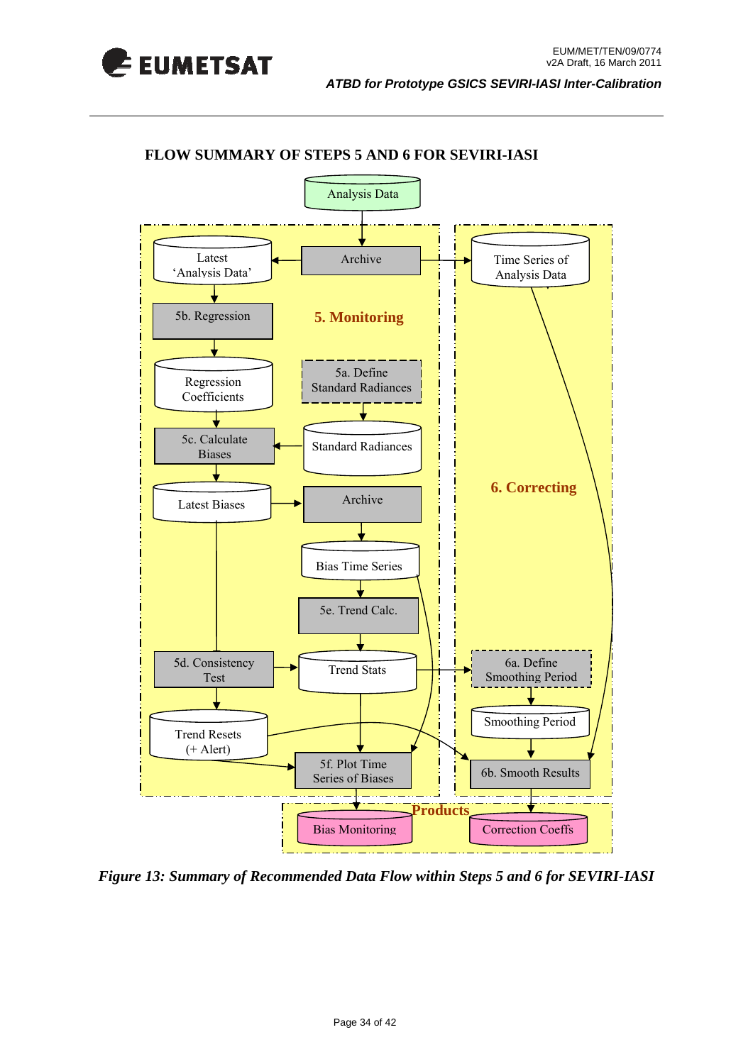## FLOW SUMMARY OF STEPS 5 AND 6 FOR SEVIRI-IASI

Analysis Data

**5. Monitoring**

Archive

Latest 'Analysis Data'

5b. Regression

Regression Coefficients

5a. Define Standard Radiances

Standard Radiances

5c. Calculate Biases

Latest Biases

Archive

Bias Time Series

5e. Trend Calc.

5d. Consistency Test

Trend Stats

Trend Resets (+ Alert)

5f. Plot Time Series of Biases

**6. Correcting**

Time Series of Analysis Data

6a. Define Smoothing Period

Smoothing Period

6b. Smooth Results

**Products**

Bias Monitoring

Correction Coeffs

*Figure 13: Summary of Recommended Data Flow within Steps 5 and 6 for SEVIRI-IASI*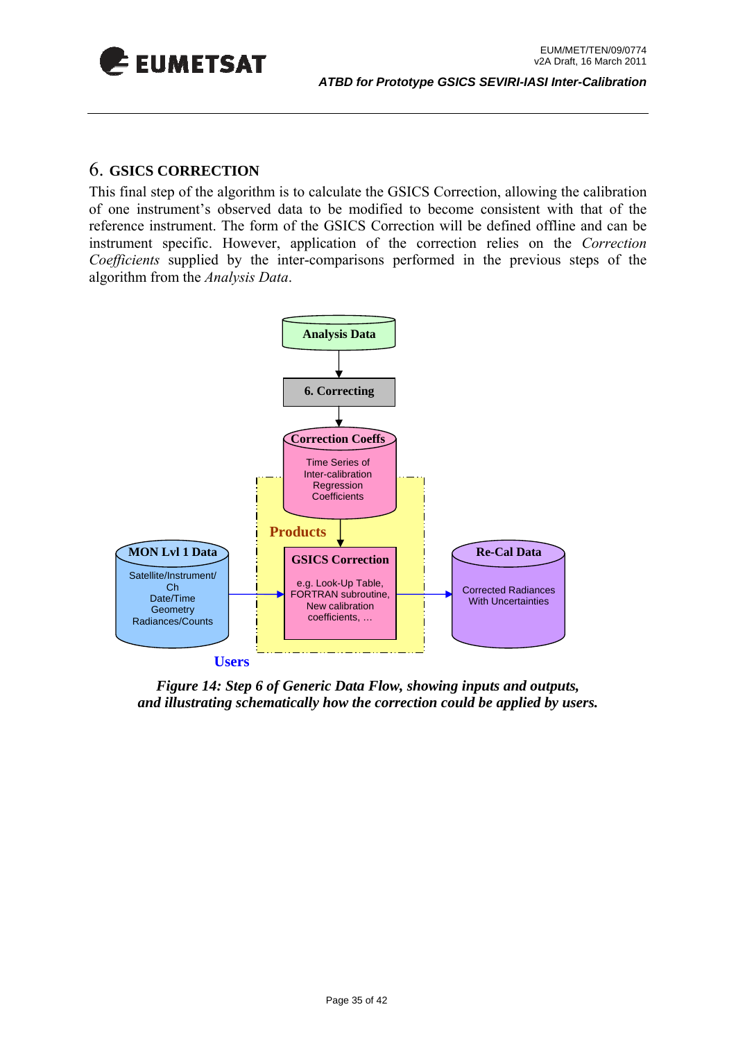## 6. GSICS CORRECTION

This final step of the algorithm is to calculate the GSICS Correction, allowing the calibration of one instrument's observed data to be modified to become consistent with that of the reference instrument. The form of the GSICS Correction will be defined offline and can be instrument specific. However, application of the correction relies on the *Correction Coefficients* supplied by the inter-comparisons performed in the previous steps of the algorithm from the *Analysis Data*.

***Figure 14: Step 6 of Generic Data Flow, showing inputs and outputs, and illustrating schematically how the correction could be applied by users.***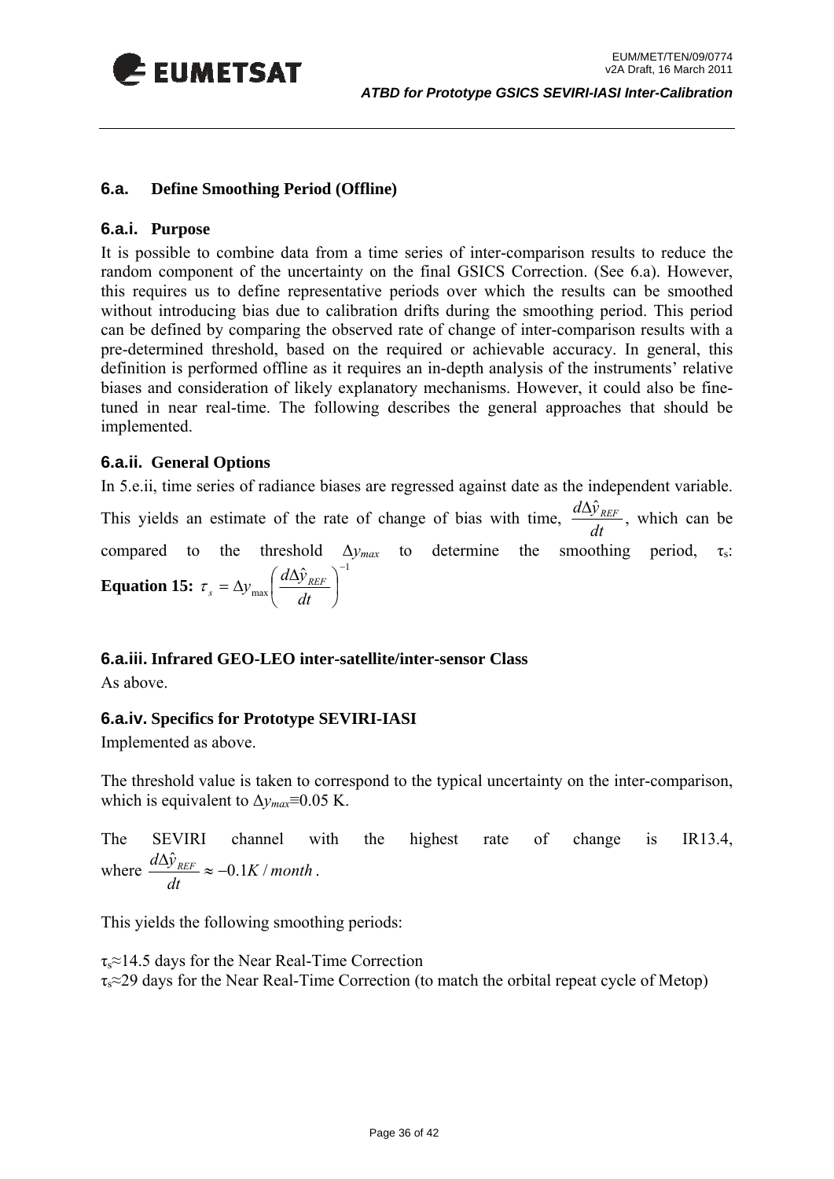### 6.a. Define Smoothing Period (Offline)

#### 6.a.i. Purpose

It is possible to combine data from a time series of inter-comparison results to reduce the random component of the uncertainty on the final GSICS Correction. (See 6.a). However, this requires us to define representative periods over which the results can be smoothed without introducing bias due to calibration drifts during the smoothing period. This period can be defined by comparing the observed rate of change of inter-comparison results with a pre-determined threshold, based on the required or achievable accuracy. In general, this definition is performed offline as it requires an in-depth analysis of the instruments' relative biases and consideration of likely explanatory mechanisms. However, it could also be fine-tuned in near real-time. The following describes the general approaches that should be implemented.

#### 6.a.ii. General Options

In 5.e.ii, time series of radiance biases are regressed against date as the independent variable. This yields an estimate of the rate of change of bias with time, $\frac{d\Delta\hat{y}_{REF}}{dt}$, which can be compared to the threshold $\Delta y_{max}$ to determine the smoothing period, $\tau_s$:

**Equation 15:** $\tau_s = \Delta y_{\max}\left(\frac{d\Delta\hat{y}_{REF}}{dt}\right)^{-1}$

#### 6.a.iii. Infrared GEO-LEO inter-satellite/inter-sensor Class

As above.

#### 6.a.iv. Specifics for Prototype SEVIRI-IASI

Implemented as above.

The threshold value is taken to correspond to the typical uncertainty on the inter-comparison, which is equivalent to $\Delta y_{max} \equiv 0.05$ K.

The SEVIRI channel with the highest rate of change is IR13.4, where $\frac{d\Delta\hat{y}_{REF}}{dt} \approx -0.1 K/month$.

This yields the following smoothing periods:

$\tau_s \approx 14.5$ days for the Near Real-Time Correction
$\tau_s \approx 29$ days for the Near Real-Time Correction (to match the orbital repeat cycle of Metop)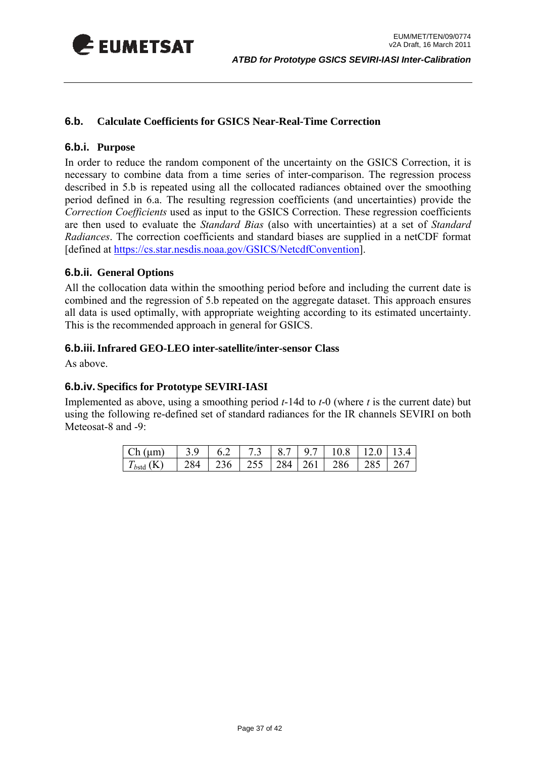## 6.b. Calculate Coefficients for GSICS Near-Real-Time Correction

### 6.b.i. Purpose

In order to reduce the random component of the uncertainty on the GSICS Correction, it is necessary to combine data from a time series of inter-comparison. The regression process described in 5.b is repeated using all the collocated radiances obtained over the smoothing period defined in 6.a. The resulting regression coefficients (and uncertainties) provide the *Correction Coefficients* used as input to the GSICS Correction. These regression coefficients are then used to evaluate the *Standard Bias* (also with uncertainties) at a set of *Standard Radiances*. The correction coefficients and standard biases are supplied in a netCDF format [defined at https://cs.star.nesdis.noaa.gov/GSICS/NetcdfConvention].

### 6.b.ii. General Options

All the collocation data within the smoothing period before and including the current date is combined and the regression of 5.b repeated on the aggregate dataset. This approach ensures all data is used optimally, with appropriate weighting according to its estimated uncertainty. This is the recommended approach in general for GSICS.

### 6.b.iii. Infrared GEO-LEO inter-satellite/inter-sensor Class

As above.

### 6.b.iv. Specifics for Prototype SEVIRI-IASI

Implemented as above, using a smoothing period *t*-14d to *t*-0 (where *t* is the current date) but using the following re-defined set of standard radiances for the IR channels SEVIRI on both Meteosat-8 and -9:

| Ch (μm) | 3.9 | 6.2 | 7.3 | 8.7 | 9.7 | 10.8 | 12.0 | 13.4 |
|---|---|---|---|---|---|---|---|---|
| $T_{bstd}$ (K) | 284 | 236 | 255 | 284 | 261 | 286 | 285 | 267 |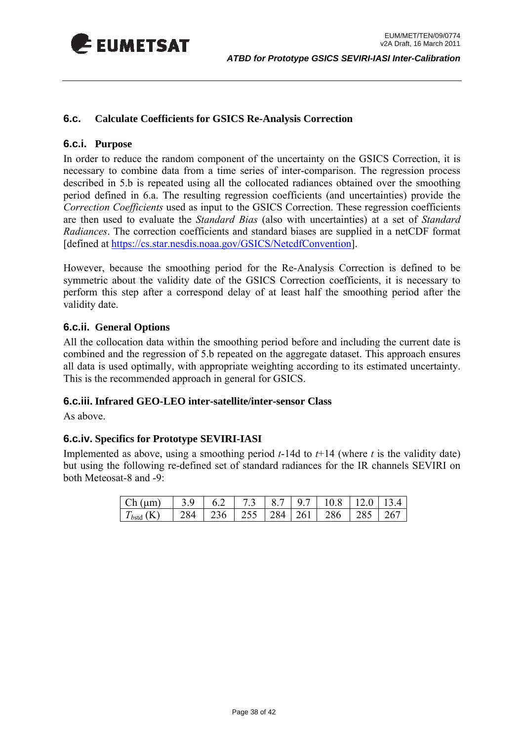## 6.c. Calculate Coefficients for GSICS Re-Analysis Correction

### 6.c.i. Purpose

In order to reduce the random component of the uncertainty on the GSICS Correction, it is necessary to combine data from a time series of inter-comparison. The regression process described in 5.b is repeated using all the collocated radiances obtained over the smoothing period defined in 6.a. The resulting regression coefficients (and uncertainties) provide the *Correction Coefficients* used as input to the GSICS Correction. These regression coefficients are then used to evaluate the *Standard Bias* (also with uncertainties) at a set of *Standard Radiances*. The correction coefficients and standard biases are supplied in a netCDF format [defined at https://cs.star.nesdis.noaa.gov/GSICS/NetcdfConvention].

However, because the smoothing period for the Re-Analysis Correction is defined to be symmetric about the validity date of the GSICS Correction coefficients, it is necessary to perform this step after a correspond delay of at least half the smoothing period after the validity date.

### 6.c.ii. General Options

All the collocation data within the smoothing period before and including the current date is combined and the regression of 5.b repeated on the aggregate dataset. This approach ensures all data is used optimally, with appropriate weighting according to its estimated uncertainty. This is the recommended approach in general for GSICS.

### 6.c.iii. Infrared GEO-LEO inter-satellite/inter-sensor Class

As above.

### 6.c.iv. Specifics for Prototype SEVIRI-IASI

Implemented as above, using a smoothing period $t$-14d to $t$+14 (where $t$ is the validity date) but using the following re-defined set of standard radiances for the IR channels SEVIRI on both Meteosat-8 and -9:

| Ch (μm) | 3.9 | 6.2 | 7.3 | 8.7 | 9.7 | 10.8 | 12.0 | 13.4 |
|---|---|---|---|---|---|---|---|---|
| $T_{b\mathrm{std}}$ (K) | 284 | 236 | 255 | 284 | 261 | 286 | 285 | 267 |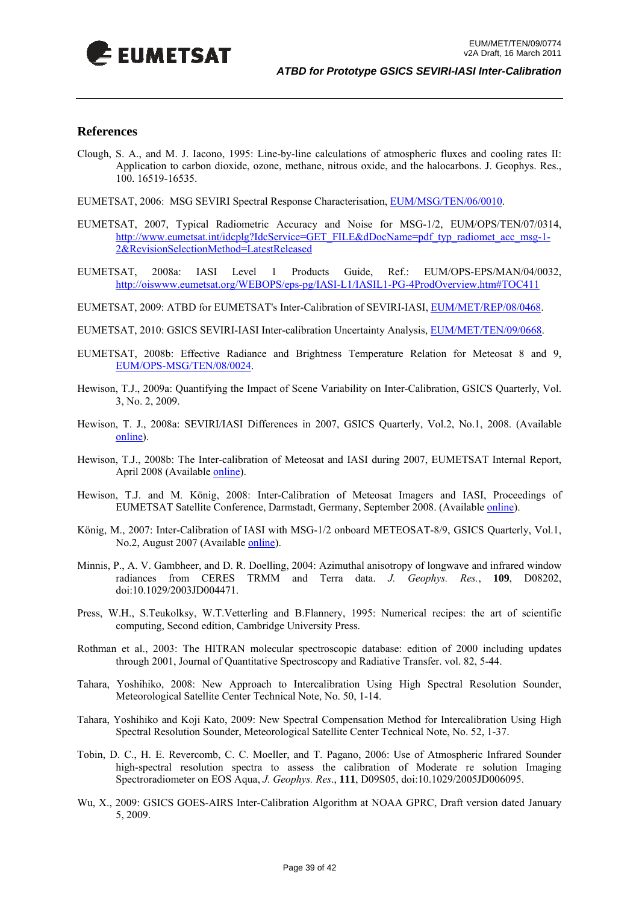## References

Clough, S. A., and M. J. Iacono, 1995: Line-by-line calculations of atmospheric fluxes and cooling rates II: Application to carbon dioxide, ozone, methane, nitrous oxide, and the halocarbons. J. Geophys. Res., 100. 16519-16535.

EUMETSAT, 2006: MSG SEVIRI Spectral Response Characterisation, EUM/MSG/TEN/06/0010.

EUMETSAT, 2007, Typical Radiometric Accuracy and Noise for MSG-1/2, EUM/OPS/TEN/07/0314, http://www.eumetsat.int/idcplg?IdcService=GET_FILE&dDocName=pdf_typ_radiomet_acc_msg-1-2&RevisionSelectionMethod=LatestReleased

EUMETSAT, 2008a: IASI Level 1 Products Guide, Ref.: EUM/OPS-EPS/MAN/04/0032, http://oiswww.eumetsat.org/WEBOPS/eps-pg/IASI-L1/IASIL1-PG-4ProdOverview.htm#TOC411

EUMETSAT, 2009: ATBD for EUMETSAT's Inter-Calibration of SEVIRI-IASI, EUM/MET/REP/08/0468.

EUMETSAT, 2010: GSICS SEVIRI-IASI Inter-calibration Uncertainty Analysis, EUM/MET/TEN/09/0668.

EUMETSAT, 2008b: Effective Radiance and Brightness Temperature Relation for Meteosat 8 and 9, EUM/OPS-MSG/TEN/08/0024.

Hewison, T.J., 2009a: Quantifying the Impact of Scene Variability on Inter-Calibration, GSICS Quarterly, Vol. 3, No. 2, 2009.

Hewison, T. J., 2008a: SEVIRI/IASI Differences in 2007, GSICS Quarterly, Vol.2, No.1, 2008. (Available online).

Hewison, T.J., 2008b: The Inter-calibration of Meteosat and IASI during 2007, EUMETSAT Internal Report, April 2008 (Available online).

Hewison, T.J. and M. König, 2008: Inter-Calibration of Meteosat Imagers and IASI, Proceedings of EUMETSAT Satellite Conference, Darmstadt, Germany, September 2008. (Available online).

König, M., 2007: Inter-Calibration of IASI with MSG-1/2 onboard METEOSAT-8/9, GSICS Quarterly, Vol.1, No.2, August 2007 (Available online).

Minnis, P., A. V. Gambheer, and D. R. Doelling, 2004: Azimuthal anisotropy of longwave and infrared window radiances from CERES TRMM and Terra data. *J. Geophys. Res.*, **109**, D08202, doi:10.1029/2003JD004471.

Press, W.H., S.Teukolsky, W.T.Vetterling and B.Flannery, 1995: Numerical recipes: the art of scientific computing, Second edition, Cambridge University Press.

Rothman et al., 2003: The HITRAN molecular spectroscopic database: edition of 2000 including updates through 2001, Journal of Quantitative Spectroscopy and Radiative Transfer. vol. 82, 5-44.

Tahara, Yoshihiko, 2008: New Approach to Intercalibration Using High Spectral Resolution Sounder, Meteorological Satellite Center Technical Note, No. 50, 1-14.

Tahara, Yoshihiko and Koji Kato, 2009: New Spectral Compensation Method for Intercalibration Using High Spectral Resolution Sounder, Meteorological Satellite Center Technical Note, No. 52, 1-37.

Tobin, D. C., H. E. Revercomb, C. C. Moeller, and T. Pagano, 2006: Use of Atmospheric Infrared Sounder high-spectral resolution spectra to assess the calibration of Moderate re solution Imaging Spectroradiometer on EOS Aqua, *J. Geophys. Res.*, **111**, D09S05, doi:10.1029/2005JD006095.

Wu, X., 2009: GSICS GOES-AIRS Inter-Calibration Algorithm at NOAA GPRC, Draft version dated January 5, 2009.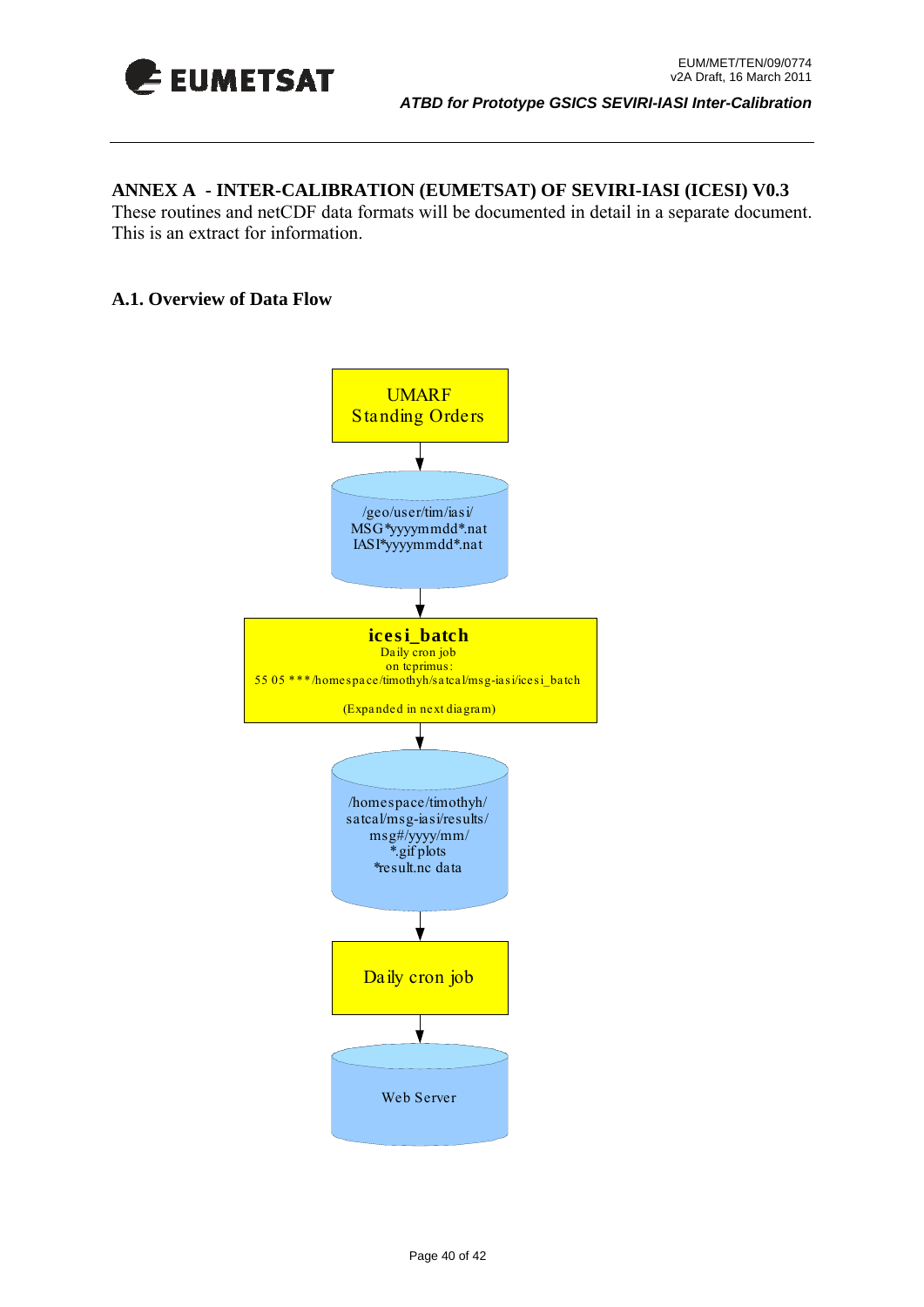## ANNEX A - INTER-CALIBRATION (EUMETSAT) OF SEVIRI-IASI (ICESI) V0.3

These routines and netCDF data formats will be documented in detail in a separate document. This is an extract for information.

### A.1. Overview of Data Flow

UMARF
Standing Orders

↓

/geo/user/tim/iasi/
MSG*yyyymmdd*.nat
IASI*yyyymmdd*.nat

↓

**icesi_batch**
Daily cron job
on tcprimus:
55 05 * * * /homespace/timothyh/satcal/msg-iasi/icesi_batch

(Expanded in next diagram)

↓

/homespace/timothyh/
satcal/msg-iasi/results/
msg#/yyyy/mm/
*.gif plots
*result.nc data

↓

Daily cron job

↓

Web Server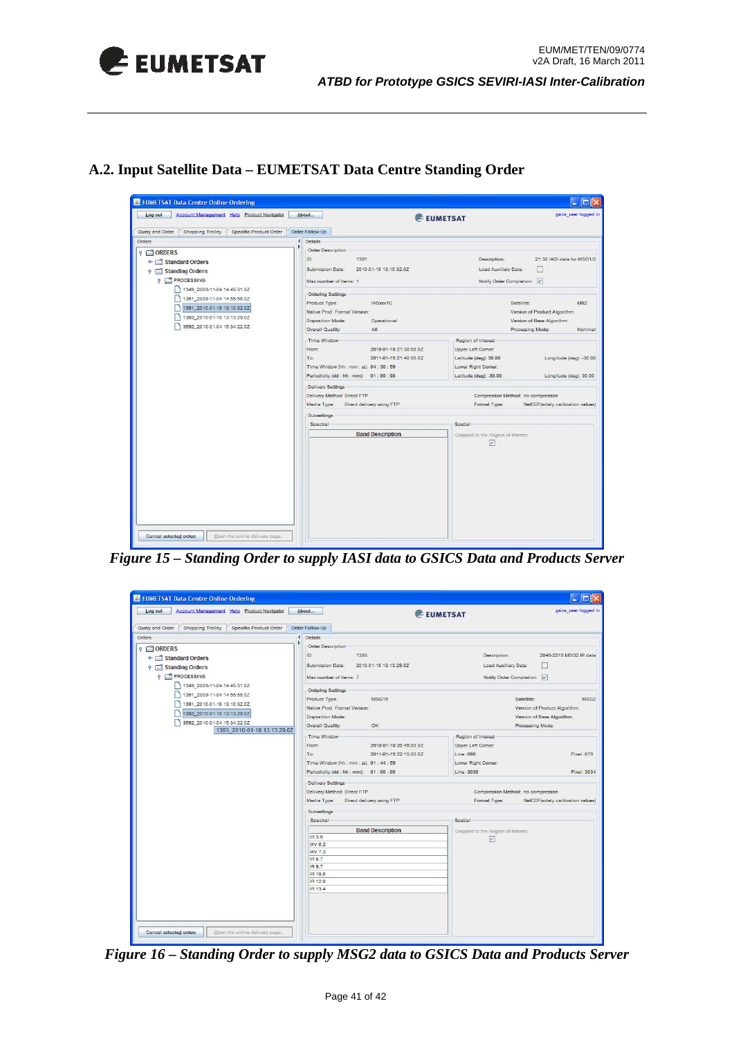## A.2. Input Satellite Data – EUMETSAT Data Centre Standing Order

*Figure 15 – Standing Order to supply IASI data to GSICS Data and Products Server*

*Figure 16 – Standing Order to supply MSG2 data to GSICS Data and Products Server*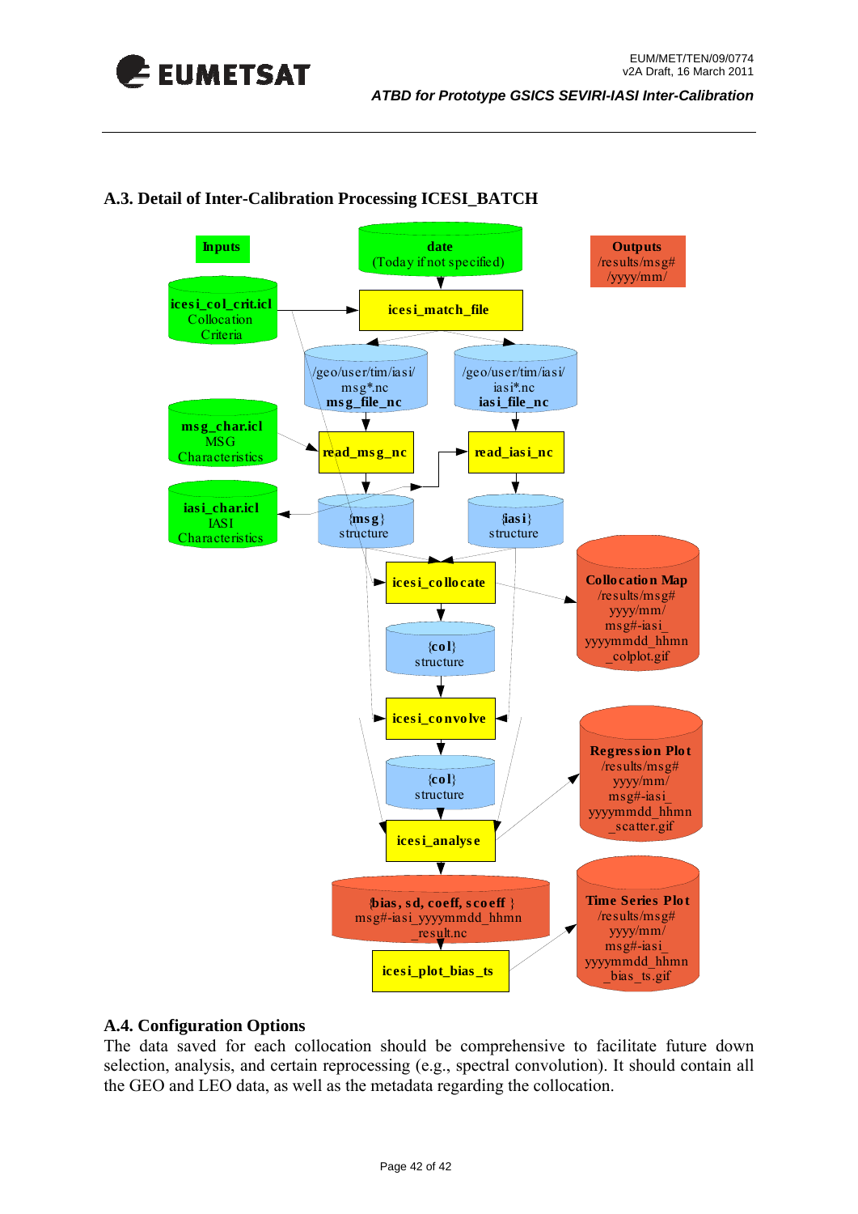## A.3. Detail of Inter-Calibration Processing ICESI_BATCH

Inputs

date
(Today if not specified)

Outputs
/results/msg#
/yyyy/mm/

icesi_col_crit.icl
Collocation
Criteria

icesi_match_file

/geo/user/tim/iasi/
msg*.nc
msg_file_nc

/geo/user/tim/iasi/
iasi*.nc
iasi_file_nc

msg_char.icl
MSG
Characteristics

read_msg_nc

read_iasi_nc

iasi_char.icl
IASI
Characteristics

{msg}
structure

{iasi}
structure

Collocation Map
/results/msg#
yyyy/mm/
msg#-iasi_
yyyymmdd_hhmn
_colplot.gif

icesi_collocate

{col}
structure

icesi_convolve

Regression Plot
/results/msg#
yyyy/mm/
msg#-iasi_
yyyymmdd_hhmn
_scatter.gif

{col}
structure

icesi_analyse

Time Series Plot
/results/msg#
yyyy/mm/
msg#-iasi_
yyyymmdd_hhmn
_bias_ts.gif

{bias, sd, coeff, scoeff }
msg#-iasi_yyyymmdd_hhmn
_result.nc

icesi_plot_bias_ts

## A.4. Configuration Options

The data saved for each collocation should be comprehensive to facilitate future down selection, analysis, and certain reprocessing (e.g., spectral convolution). It should contain all the GEO and LEO data, as well as the metadata regarding the collocation.